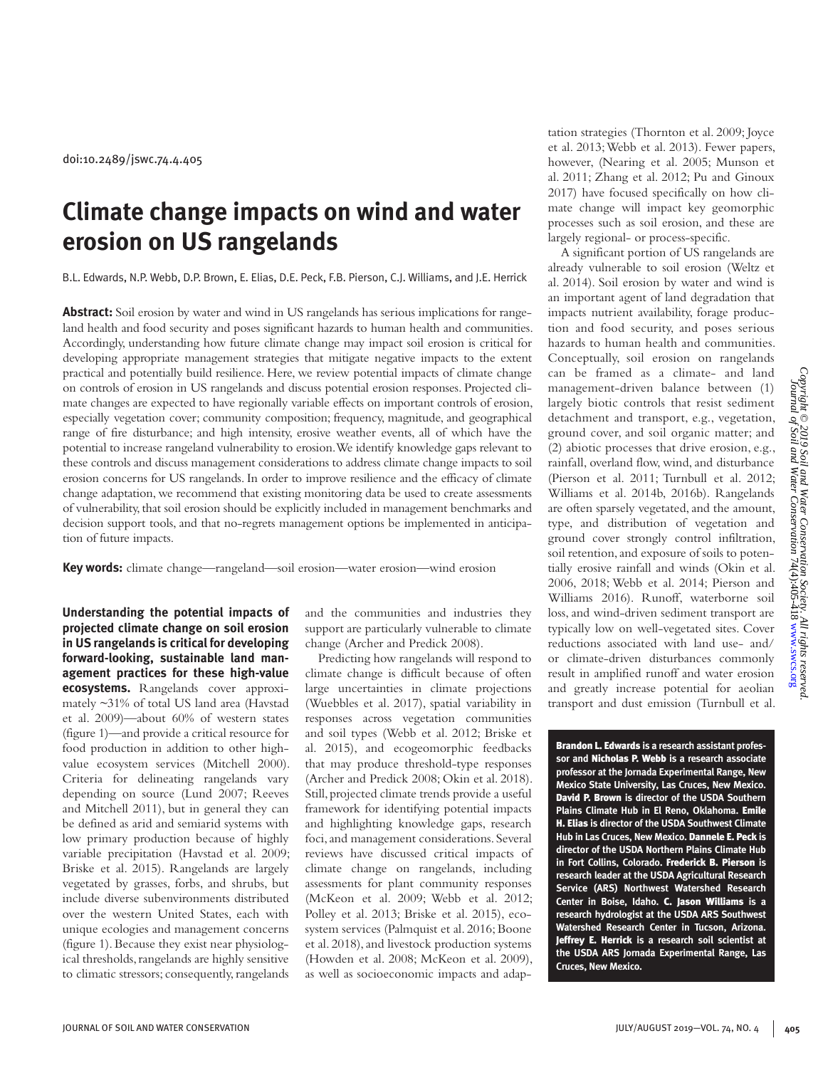doi:10.2489/jswc.74.4.405

# Climate change impacts on wind and water erosion on US rangelands

B.L. Edwards, N.P. Webb, D.P. Brown, E. Elias, D.E. Peck, F.B. Pierson, C.J. Williams, and J.E. Herrick

**Abstract:** Soil erosion by water and wind in US rangelands has serious implications for rangeland health and food security and poses significant hazards to human health and communities. Accordingly, understanding how future climate change may impact soil erosion is critical for developing appropriate management strategies that mitigate negative impacts to the extent practical and potentially build resilience. Here, we review potential impacts of climate change on controls of erosion in US rangelands and discuss potential erosion responses. Projected climate changes are expected to have regionally variable effects on important controls of erosion, especially vegetation cover; community composition; frequency, magnitude, and geographical range of fire disturbance; and high intensity, erosive weather events, all of which have the potential to increase rangeland vulnerability to erosion. We identify knowledge gaps relevant to these controls and discuss management considerations to address climate change impacts to soil erosion concerns for US rangelands. In order to improve resilience and the efficacy of climate change adaptation, we recommend that existing monitoring data be used to create assessments of vulnerability, that soil erosion should be explicitly included in management benchmarks and decision support tools, and that no-regrets management options be implemented in anticipation of future impacts.

**Key words:** climate change—rangeland—soil erosion—water erosion—wind erosion

**Understanding the potential impacts of projected climate change on soil erosion in US rangelands is critical for developing forward-looking, sustainable land management practices for these high-value ecosystems.** Rangelands cover approximately ~31% of total US land area (Havstad et al. 2009)—about 60% of western states (figure 1)—and provide a critical resource for food production in addition to other high-value ecosystem services (Mitchell 2000). Criteria for delineating rangelands vary depending on source (Lund 2007; Reeves and Mitchell 2011), but in general they can be defined as arid and semiarid systems with low primary production because of highly variable precipitation (Havstad et al. 2009; Briske et al. 2015). Rangelands are largely vegetated by grasses, forbs, and shrubs, but include diverse subenvironments distributed over the western United States, each with unique ecologies and management concerns (figure 1). Because they exist near physiological thresholds, rangelands are highly sensitive to climatic stressors; consequently, rangelands and the communities and industries they support are particularly vulnerable to climate change (Archer and Predick 2008).

Predicting how rangelands will respond to climate change is difficult because of often large uncertainties in climate projections (Wuebbles et al. 2017), spatial variability in responses across vegetation communities and soil types (Webb et al. 2012; Briske et al. 2015), and ecogeomorphic feedbacks that may produce threshold-type responses (Archer and Predick 2008; Okin et al. 2018). Still, projected climate trends provide a useful framework for identifying potential impacts and highlighting knowledge gaps, research foci, and management considerations. Several reviews have discussed critical impacts of climate change on rangelands, including assessments for plant community responses (McKeon et al. 2009; Webb et al. 2012; Polley et al. 2013; Briske et al. 2015), ecosystem services (Palmquist et al. 2016; Boone et al. 2018), and livestock production systems (Howden et al. 2008; McKeon et al. 2009), as well as socioeconomic impacts and adaptation strategies (Thornton et al. 2009; Joyce et al. 2013; Webb et al. 2013). Fewer papers, however, (Nearing et al. 2005; Munson et al. 2011; Zhang et al. 2012; Pu and Ginoux 2017) have focused specifically on how climate change will impact key geomorphic processes such as soil erosion, and these are largely regional- or process-specific.

A significant portion of US rangelands are already vulnerable to soil erosion (Weltz et al. 2014). Soil erosion by water and wind is an important agent of land degradation that impacts nutrient availability, forage production and food security, and poses serious hazards to human health and communities. Conceptually, soil erosion on rangelands can be framed as a climate- and land management-driven balance between (1) largely biotic controls that resist sediment detachment and transport, e.g., vegetation, ground cover, and soil organic matter; and (2) abiotic processes that drive erosion, e.g., rainfall, overland flow, wind, and disturbance (Pierson et al. 2011; Turnbull et al. 2012; Williams et al. 2014b, 2016b). Rangelands are often sparsely vegetated, and the amount, type, and distribution of vegetation and ground cover strongly control infiltration, soil retention, and exposure of soils to potentially erosive rainfall and winds (Okin et al. 2006, 2018; Webb et al. 2014; Pierson and Williams 2016). Runoff, waterborne soil loss, and wind-driven sediment transport are typically low on well-vegetated sites. Cover reductions associated with land use- and/or climate-driven disturbances commonly result in amplified runoff and water erosion and greatly increase potential for aeolian transport and dust emission (Turnbull et al.

**Brandon L. Edwards** is a research assistant professor and **Nicholas P. Webb** is a research associate professor at the Jornada Experimental Range, New Mexico State University, Las Cruces, New Mexico. **David P. Brown** is director of the USDA Southern Plains Climate Hub in El Reno, Oklahoma. **Emile H. Elias** is director of the USDA Southwest Climate Hub in Las Cruces, New Mexico. **Dannele E. Peck** is director of the USDA Northern Plains Climate Hub in Fort Collins, Colorado. **Frederick B. Pierson** is research leader at the USDA Agricultural Research Service (ARS) Northwest Watershed Research Center in Boise, Idaho. **C. Jason Williams** is a research hydrologist at the USDA ARS Southwest Watershed Research Center in Tucson, Arizona. **Jeffrey E. Herrick** is a research soil scientist at the USDA ARS Jornada Experimental Range, Las Cruces, New Mexico.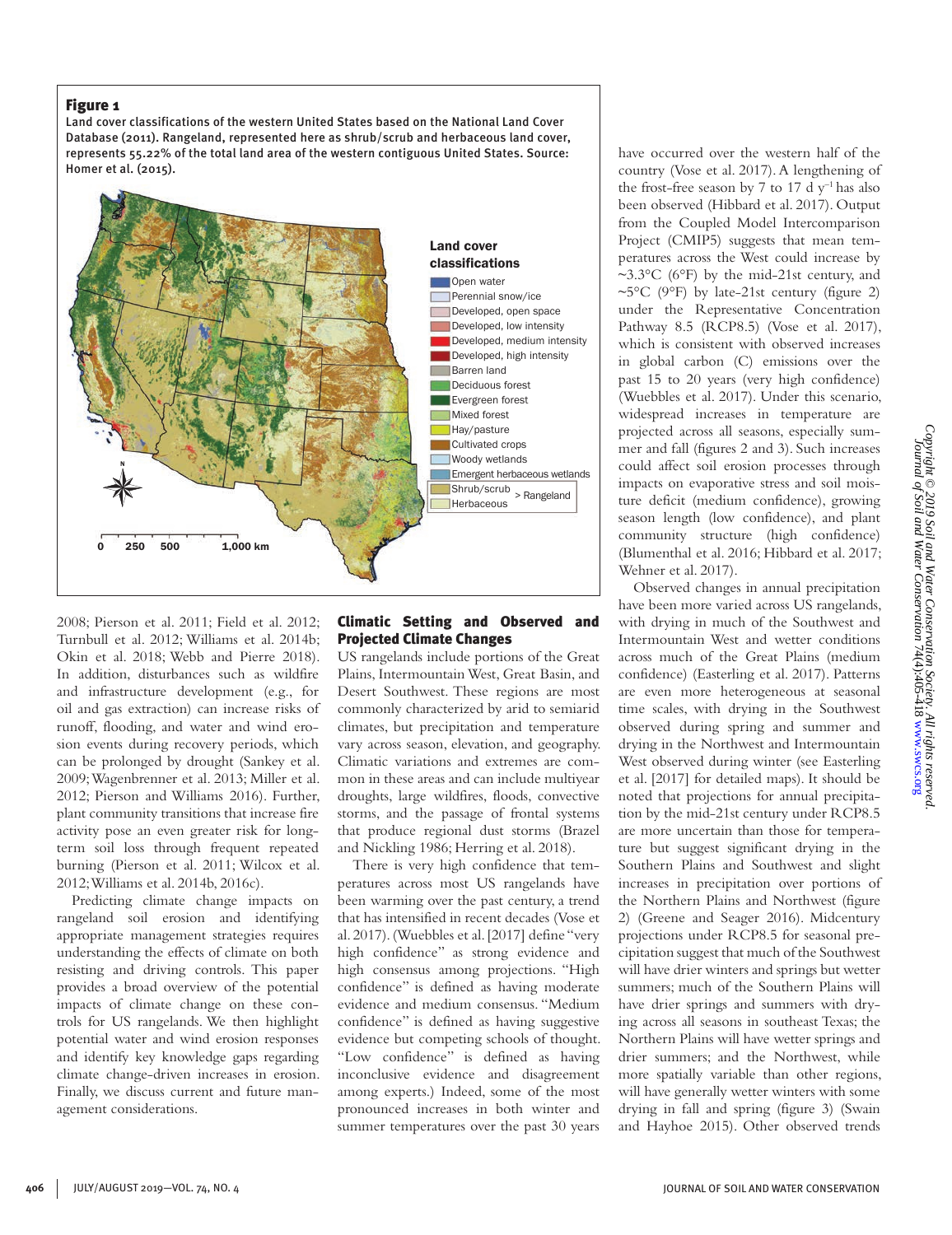**Figure 1**

Land cover classifications of the western United States based on the National Land Cover Database (2011). Rangeland, represented here as shrub/scrub and herbaceous land cover, represents 55.22% of the total land area of the western contiguous United States. Source: Homer et al. (2015).

2008; Pierson et al. 2011; Field et al. 2012; Turnbull et al. 2012; Williams et al. 2014b; Okin et al. 2018; Webb and Pierre 2018). In addition, disturbances such as wildfire and infrastructure development (e.g., for oil and gas extraction) can increase risks of runoff, flooding, and water and wind erosion events during recovery periods, which can be prolonged by drought (Sankey et al. 2009; Wagenbrenner et al. 2013; Miller et al. 2012; Pierson and Williams 2016). Further, plant community transitions that increase fire activity pose an even greater risk for long-term soil loss through frequent repeated burning (Pierson et al. 2011; Wilcox et al. 2012; Williams et al. 2014b, 2016c).

Predicting climate change impacts on rangeland soil erosion and identifying appropriate management strategies requires understanding the effects of climate on both resisting and driving controls. This paper provides a broad overview of the potential impacts of climate change on these controls for US rangelands. We then highlight potential water and wind erosion responses and identify key knowledge gaps regarding climate change-driven increases in erosion. Finally, we discuss current and future management considerations.

## Climatic Setting and Observed and Projected Climate Changes

US rangelands include portions of the Great Plains, Intermountain West, Great Basin, and Desert Southwest. These regions are most commonly characterized by arid to semiarid climates, but precipitation and temperature vary across season, elevation, and geography. Climatic variations and extremes are common in these areas and can include multiyear droughts, large wildfires, floods, convective storms, and the passage of frontal systems that produce regional dust storms (Brazel and Nickling 1986; Herring et al. 2018).

There is very high confidence that temperatures across most US rangelands have been warming over the past century, a trend that has intensified in recent decades (Vose et al. 2017). (Wuebbles et al. [2017] define "very high confidence" as strong evidence and high consensus among projections. "High confidence" is defined as having moderate evidence and medium consensus. "Medium confidence" is defined as having suggestive evidence but competing schools of thought. "Low confidence" is defined as having inconclusive evidence and disagreement among experts.) Indeed, some of the most pronounced increases in both winter and summer temperatures over the past 30 years have occurred over the western half of the country (Vose et al. 2017). A lengthening of the frost-free season by 7 to 17 d $y^{-1}$ has also been observed (Hibbard et al. 2017). Output from the Coupled Model Intercomparison Project (CMIP5) suggests that mean temperatures across the West could increase by ~3.3°C (6°F) by the mid-21st century, and ~5°C (9°F) by late-21st century (figure 2) under the Representative Concentration Pathway 8.5 (RCP8.5) (Vose et al. 2017), which is consistent with observed increases in global carbon (C) emissions over the past 15 to 20 years (very high confidence) (Wuebbles et al. 2017). Under this scenario, widespread increases in temperature are projected across all seasons, especially summer and fall (figures 2 and 3). Such increases could affect soil erosion processes through impacts on evaporative stress and soil moisture deficit (medium confidence), growing season length (low confidence), and plant community structure (high confidence) (Blumenthal et al. 2016; Hibbard et al. 2017; Wehner et al. 2017).

Observed changes in annual precipitation have been more varied across US rangelands, with drying in much of the Southwest and Intermountain West and wetter conditions across much of the Great Plains (medium confidence) (Easterling et al. 2017). Patterns are even more heterogeneous at seasonal time scales, with drying in the Southwest observed during spring and summer and drying in the Northwest and Intermountain West observed during winter (see Easterling et al. [2017] for detailed maps). It should be noted that projections for annual precipitation by the mid-21st century under RCP8.5 are more uncertain than those for temperature but suggest significant drying in the Southern Plains and Southwest and slight increases in precipitation over portions of the Northern Plains and Northwest (figure 2) (Greene and Seager 2016). Midcentury projections under RCP8.5 for seasonal precipitation suggest that much of the Southwest will have drier winters and springs but wetter summers; much of the Southern Plains will have drier springs and summers with drying across all seasons in southeast Texas; the Northern Plains will have wetter springs and drier summers; and the Northwest, while more spatially variable than other regions, will have generally wetter winters with some drying in fall and spring (figure 3) (Swain and Hayhoe 2015). Other observed trends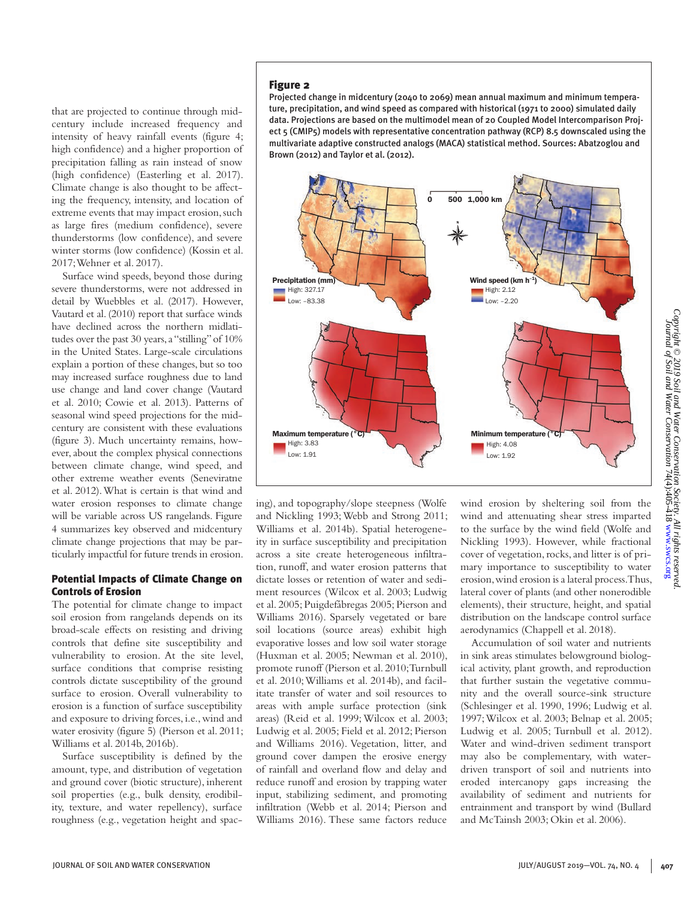that are projected to continue through midcentury include increased frequency and intensity of heavy rainfall events (figure 4; high confidence) and a higher proportion of precipitation falling as rain instead of snow (high confidence) (Easterling et al. 2017). Climate change is also thought to be affecting the frequency, intensity, and location of extreme events that may impact erosion, such as large fires (medium confidence), severe thunderstorms (low confidence), and severe winter storms (low confidence) (Kossin et al. 2017; Wehner et al. 2017).

Surface wind speeds, beyond those during severe thunderstorms, were not addressed in detail by Wuebbles et al. (2017). However, Vautard et al. (2010) report that surface winds have declined across the northern midlatitudes over the past 30 years, a "stilling" of 10% in the United States. Large-scale circulations explain a portion of these changes, but so too may increased surface roughness due to land use change and land cover change (Vautard et al. 2010; Cowie et al. 2013). Patterns of seasonal wind speed projections for the midcentury are consistent with these evaluations (figure 3). Much uncertainty remains, however, about the complex physical connections between climate change, wind speed, and other extreme weather events (Seneviratne et al. 2012). What is certain is that wind and water erosion responses to climate change will be variable across US rangelands. Figure 4 summarizes key observed and midcentury climate change projections that may be particularly impactful for future trends in erosion.

**Figure 2**

Projected change in midcentury (2040 to 2069) mean annual maximum and minimum temperature, precipitation, and wind speed as compared with historical (1971 to 2000) simulated daily data. Projections are based on the multimodel mean of 20 Coupled Model Intercomparison Project 5 (CMIP5) models with representative concentration pathway (RCP) 8.5 downscaled using the multivariate adaptive constructed analogs (MACA) statistical method. Sources: Abatzoglou and Brown (2012) and Taylor et al. (2012).

## Potential Impacts of Climate Change on Controls of Erosion

The potential for climate change to impact soil erosion from rangelands depends on its broad-scale effects on resisting and driving controls that define site susceptibility and vulnerability to erosion. At the site level, surface conditions that comprise resisting controls dictate susceptibility of the ground surface to erosion. Overall vulnerability to erosion is a function of surface susceptibility and exposure to driving forces, i.e., wind and water erosivity (figure 5) (Pierson et al. 2011; Williams et al. 2014b, 2016b).

Surface susceptibility is defined by the amount, type, and distribution of vegetation and ground cover (biotic structure), inherent soil properties (e.g., bulk density, erodibility, texture, and water repellency), surface roughness (e.g., vegetation height and spacing), and topography/slope steepness (Wolfe and Nickling 1993; Webb and Strong 2011; Williams et al. 2014b). Spatial heterogeneity in surface susceptibility and precipitation across a site create heterogeneous infiltration, runoff, and water erosion patterns that dictate losses or retention of water and sediment resources (Wilcox et al. 2003; Ludwig et al. 2005; Puigdefábregas 2005; Pierson and Williams 2016). Sparsely vegetated or bare soil locations (source areas) exhibit high evaporative losses and low soil water storage (Huxman et al. 2005; Newman et al. 2010), promote runoff (Pierson et al. 2010; Turnbull et al. 2010; Williams et al. 2014b), and facilitate transfer of water and soil resources to areas with ample surface protection (sink areas) (Reid et al. 1999; Wilcox et al. 2003; Ludwig et al. 2005; Field et al. 2012; Pierson and Williams 2016). Vegetation, litter, and ground cover dampen the erosive energy of rainfall and overland flow and delay and reduce runoff and erosion by trapping water input, stabilizing sediment, and promoting infiltration (Webb et al. 2014; Pierson and Williams 2016). These same factors reduce wind erosion by sheltering soil from the wind and attenuating shear stress imparted to the surface by the wind field (Wolfe and Nickling 1993). However, while fractional cover of vegetation, rocks, and litter is of primary importance to susceptibility to water erosion, wind erosion is a lateral process. Thus, lateral cover of plants (and other nonerodible elements), their structure, height, and spatial distribution on the landscape control surface aerodynamics (Chappell et al. 2018).

Accumulation of soil water and nutrients in sink areas stimulates belowground biological activity, plant growth, and reproduction that further sustain the vegetative community and the overall source-sink structure (Schlesinger et al. 1990, 1996; Ludwig et al. 1997; Wilcox et al. 2003; Belnap et al. 2005; Ludwig et al. 2005; Turnbull et al. 2012). Water and wind-driven sediment transport may also be complementary, with water-driven transport of soil and nutrients into eroded intercanopy gaps increasing the availability of sediment and nutrients for entrainment and transport by wind (Bullard and McTainsh 2003; Okin et al. 2006).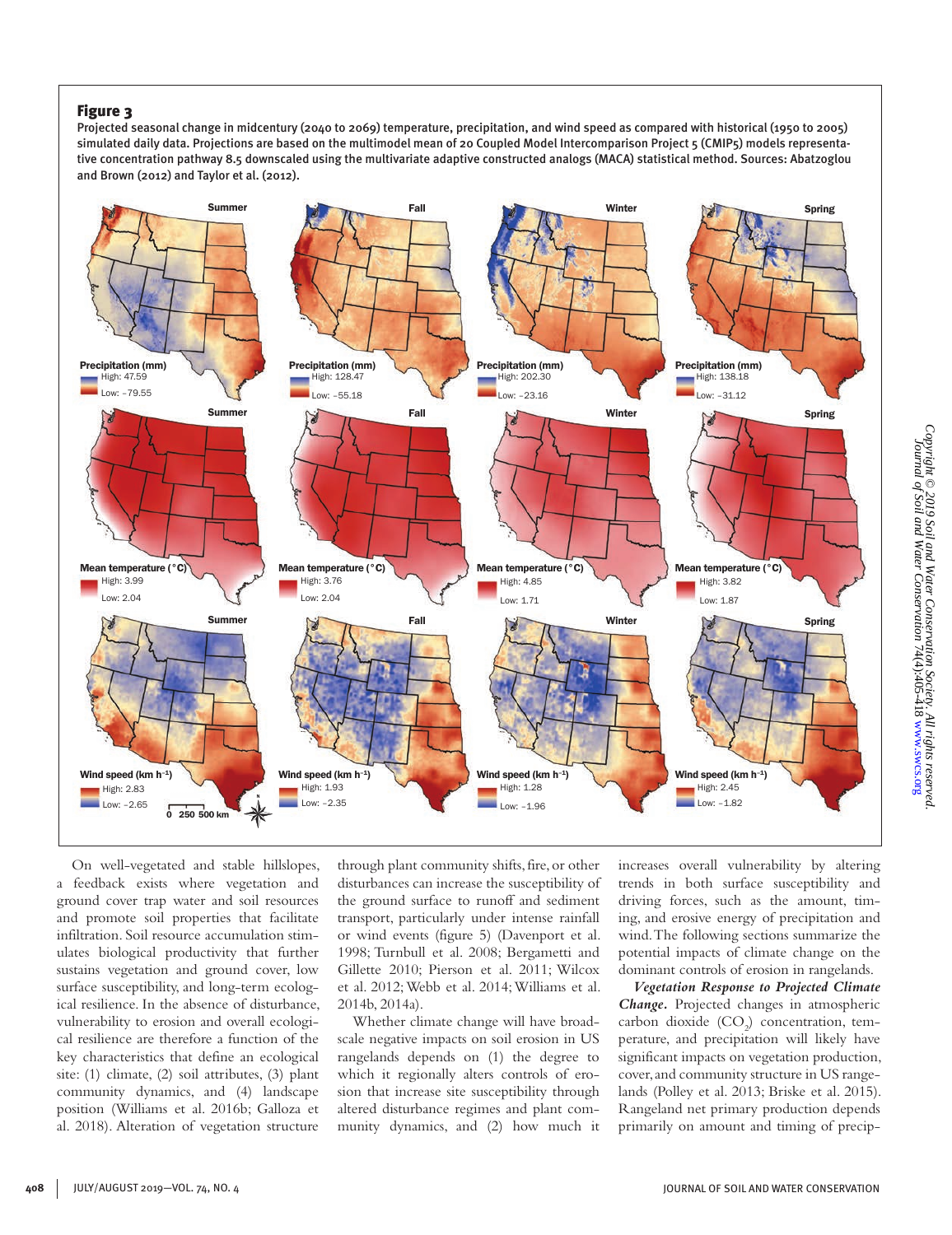**Figure 3**

Projected seasonal change in midcentury (2040 to 2069) temperature, precipitation, and wind speed as compared with historical (1950 to 2005) simulated daily data. Projections are based on the multimodel mean of 20 Coupled Model Intercomparison Project 5 (CMIP5) models representative concentration pathway 8.5 downscaled using the multivariate adaptive constructed analogs (MACA) statistical method. Sources: Abatzoglou and Brown (2012) and Taylor et al. (2012).

On well-vegetated and stable hillslopes, a feedback exists where vegetation and ground cover trap water and soil resources and promote soil properties that facilitate infiltration. Soil resource accumulation stimulates biological productivity that further sustains vegetation and ground cover, low surface susceptibility, and long-term ecological resilience. In the absence of disturbance, vulnerability to erosion and overall ecological resilience are therefore a function of the key characteristics that define an ecological site: (1) climate, (2) soil attributes, (3) plant community dynamics, and (4) landscape position (Williams et al. 2016b; Galloza et al. 2018). Alteration of vegetation structure through plant community shifts, fire, or other disturbances can increase the susceptibility of the ground surface to runoff and sediment transport, particularly under intense rainfall or wind events (figure 5) (Davenport et al. 1998; Turnbull et al. 2008; Bergametti and Gillette 2010; Pierson et al. 2011; Wilcox et al. 2012; Webb et al. 2014; Williams et al. 2014b, 2014a).

Whether climate change will have broad-scale negative impacts on soil erosion in US rangelands depends on (1) the degree to which it regionally alters controls of erosion that increase site susceptibility through altered disturbance regimes and plant community dynamics, and (2) how much it increases overall vulnerability by altering trends in both surface susceptibility and driving forces, such as the amount, timing, and erosive energy of precipitation and wind. The following sections summarize the potential impacts of climate change on the dominant controls of erosion in rangelands.

***Vegetation Response to Projected Climate Change.*** Projected changes in atmospheric carbon dioxide ($CO_2$) concentration, temperature, and precipitation will likely have significant impacts on vegetation production, cover, and community structure in US rangelands (Polley et al. 2013; Briske et al. 2015). Rangeland net primary production depends primarily on amount and timing of precip-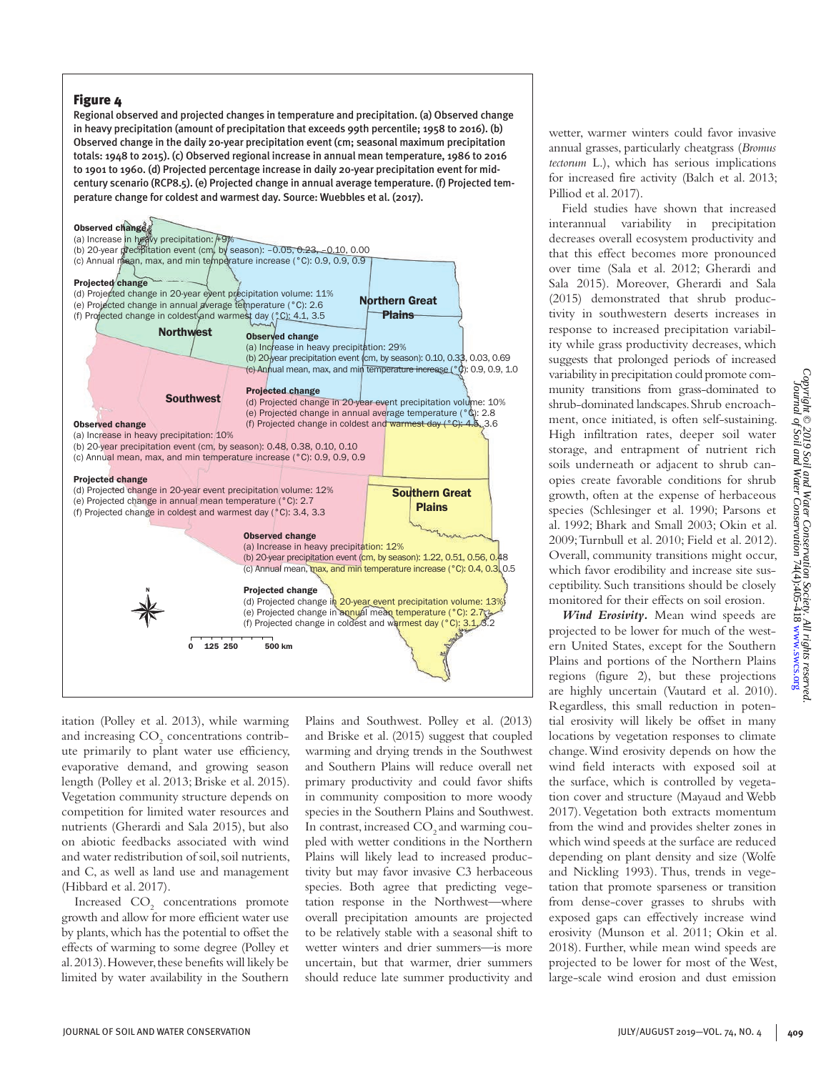**Figure 4**

Regional observed and projected changes in temperature and precipitation. (a) Observed change in heavy precipitation (amount of precipitation that exceeds 99th percentile; 1958 to 2016). (b) Observed change in the daily 20-year precipitation event (cm; seasonal maximum precipitation totals: 1948 to 2015). (c) Observed regional increase in annual mean temperature, 1986 to 2016 to 1901 to 1960. (d) Projected percentage increase in daily 20-year precipitation event for mid-century scenario (RCP8.5). (e) Projected change in annual average temperature. (f) Projected temperature change for coldest and warmest day. Source: Wuebbles et al. (2017).

**Northwest**

Observed change
(a) Increase in heavy precipitation: +9%
(b) 20-year precipitation event (cm, by season): –0.05, 0.23, –0.10, 0.00
(c) Annual mean, max, and min temperature increase (°C): 0.9, 0.9, 0.9

Projected change
(d) Projected change in 20-year event precipitation volume: 11%
(e) Projected change in annual average temperature (°C): 2.6
(f) Projected change in coldest and warmest day (°C): 4.1, 3.5

**Northern Great Plains**

Observed change
(a) Increase in heavy precipitation: 29%
(b) 20-year precipitation event (cm, by season): 0.10, 0.33, 0.03, 0.69
(c) Annual mean, max, and min temperature increase (°C): 0.9, 0.9, 1.0

Projected change
(d) Projected change in 20-year event precipitation volume: 10%
(e) Projected change in annual average temperature (°C): 2.8
(f) Projected change in coldest and warmest day (°C): 4.5, 3.6

**Southwest**

Observed change
(a) Increase in heavy precipitation: 10%
(b) 20-year precipitation event (cm, by season): 0.48, 0.38, 0.10, 0.10
(c) Annual mean, max, and min temperature increase (°C): 0.9, 0.9, 0.9

Projected change
(d) Projected change in 20-year event precipitation volume: 12%
(e) Projected change in annual mean temperature (°C): 2.7
(f) Projected change in coldest and warmest day (°C): 3.4, 3.3

**Southern Great Plains**

Observed change
(a) Increase in heavy precipitation: 12%
(b) 20-year precipitation event (cm, by season): 1.22, 0.51, 0.56, 0.48
(c) Annual mean, max, and min temperature increase (°C): 0.4, 0.3, 0.5

Projected change
(d) Projected change in 20-year event precipitation volume: 13%
(e) Projected change in annual mean temperature (°C): 2.7
(f) Projected change in coldest and warmest day (°C): 3.1, 3.2

0 125 250 500 km

itation (Polley et al. 2013), while warming and increasing $CO_2$ concentrations contribute primarily to plant water use efficiency, evaporative demand, and growing season length (Polley et al. 2013; Briske et al. 2015). Vegetation community structure depends on competition for limited water resources and nutrients (Gherardi and Sala 2015), but also on abiotic feedbacks associated with wind and water redistribution of soil, soil nutrients, and C, as well as land use and management (Hibbard et al. 2017).

Increased $CO_2$ concentrations promote growth and allow for more efficient water use by plants, which has the potential to offset the effects of warming to some degree (Polley et al. 2013). However, these benefits will likely be limited by water availability in the Southern Plains and Southwest. Polley et al. (2013) and Briske et al. (2015) suggest that coupled warming and drying trends in the Southwest and Southern Plains will reduce overall net primary productivity and could favor shifts in community composition to more woody species in the Southern Plains and Southwest. In contrast, increased $CO_2$ and warming coupled with wetter conditions in the Northern Plains will likely lead to increased productivity but may favor invasive C3 herbaceous species. Both agree that predicting vegetation response in the Northwest—where overall precipitation amounts are projected to be relatively stable with a seasonal shift to wetter winters and drier summers—is more uncertain, but that warmer, drier summers should reduce late summer productivity and wetter, warmer winters could favor invasive annual grasses, particularly cheatgrass (*Bromus tectorum* L.), which has serious implications for increased fire activity (Balch et al. 2013; Pilliod et al. 2017).

Field studies have shown that increased interannual variability in precipitation decreases overall ecosystem productivity and that this effect becomes more pronounced over time (Sala et al. 2012; Gherardi and Sala 2015). Moreover, Gherardi and Sala (2015) demonstrated that shrub productivity in southwestern deserts increases in response to increased precipitation variability while grass productivity decreases, which suggests that prolonged periods of increased variability in precipitation could promote community transitions from grass-dominated to shrub-dominated landscapes. Shrub encroachment, once initiated, is often self-sustaining. High infiltration rates, deeper soil water storage, and entrapment of nutrient rich soils underneath or adjacent to shrub canopies create favorable conditions for shrub growth, often at the expense of herbaceous species (Schlesinger et al. 1990; Parsons et al. 1992; Bhark and Small 2003; Okin et al. 2009; Turnbull et al. 2010; Field et al. 2012). Overall, community transitions might occur, which favor erodibility and increase site susceptibility. Such transitions should be closely monitored for their effects on soil erosion.

***Wind Erosivity.*** Mean wind speeds are projected to be lower for much of the western United States, except for the Southern Plains and portions of the Northern Plains regions (figure 2), but these projections are highly uncertain (Vautard et al. 2010). Regardless, this small reduction in potential erosivity will likely be offset in many locations by vegetation responses to climate change. Wind erosivity depends on how the wind field interacts with exposed soil at the surface, which is controlled by vegetation cover and structure (Mayaud and Webb 2017). Vegetation both extracts momentum from the wind and provides shelter zones in which wind speeds at the surface are reduced depending on plant density and size (Wolfe and Nickling 1993). Thus, trends in vegetation that promote sparseness or transition from dense-cover grasses to shrubs with exposed gaps can effectively increase wind erosivity (Munson et al. 2011; Okin et al. 2018). Further, while mean wind speeds are projected to be lower for most of the West, large-scale wind erosion and dust emission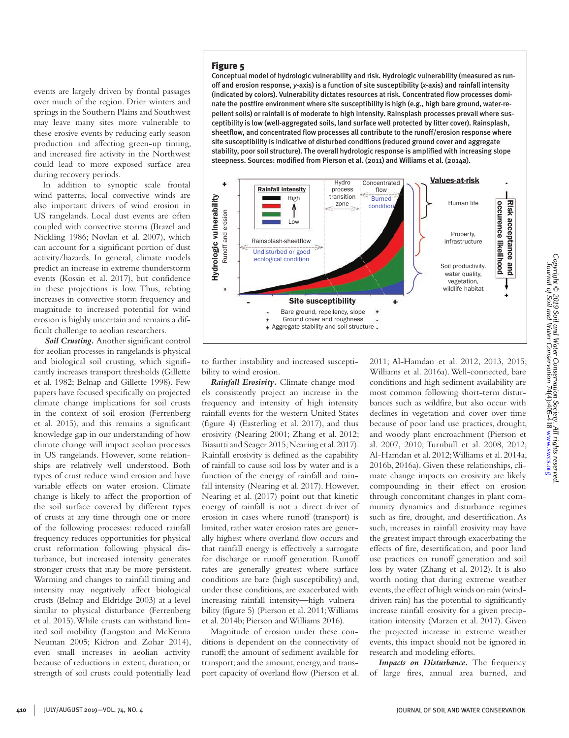events are largely driven by frontal passages over much of the region. Drier winters and springs in the Southern Plains and Southwest may leave many sites more vulnerable to these erosive events by reducing early season production and affecting green-up timing, and increased fire activity in the Northwest could lead to more exposed surface area during recovery periods.

In addition to synoptic scale frontal wind patterns, local convective winds are also important drivers of wind erosion in US rangelands. Local dust events are often coupled with convective storms (Brazel and Nickling 1986; Novlan et al. 2007), which can account for a significant portion of dust activity/hazards. In general, climate models predict an increase in extreme thunderstorm events (Kossin et al. 2017), but confidence in these projections is low. Thus, relating increases in convective storm frequency and magnitude to increased potential for wind erosion is highly uncertain and remains a difficult challenge to aeolian researchers.

***Soil Crusting.*** Another significant control for aeolian processes in rangelands is physical and biological soil crusting, which significantly increases transport thresholds (Gillette et al. 1982; Belnap and Gillette 1998). Few papers have focused specifically on projected climate change implications for soil crusts in the context of soil erosion (Ferrenberg et al. 2015), and this remains a significant knowledge gap in our understanding of how climate change will impact aeolian processes in US rangelands. However, some relationships are relatively well understood. Both types of crust reduce wind erosion and have variable effects on water erosion. Climate change is likely to affect the proportion of the soil surface covered by different types of crusts at any time through one or more of the following processes: reduced rainfall frequency reduces opportunities for physical crust reformation following physical disturbance, but increased intensity generates stronger crusts that may be more persistent. Warming and changes to rainfall timing and intensity may negatively affect biological crusts (Belnap and Eldridge 2003) at a level similar to physical disturbance (Ferrenberg et al. 2015). While crusts can withstand limited soil mobility (Langston and McKenna Neuman 2005; Kidron and Zohar 2014), even small increases in aeolian activity because of reductions in extent, duration, or strength of soil crusts could potentially lead to further instability and increased susceptibility to wind erosion.

**Figure 5**

Conceptual model of hydrologic vulnerability and risk. Hydrologic vulnerability (measured as runoff and erosion response, *y*-axis) is a function of site susceptibility (*x*-axis) and rainfall intensity (indicated by colors). Vulnerability dictates resources at risk. Concentrated flow processes dominate the postfire environment where site susceptibility is high (e.g., high bare ground, water-repellent soils) or rainfall is of moderate to high intensity. Rainsplash processes prevail where susceptibility is low (well-aggregated soils, land surface well protected by litter cover). Rainsplash, sheetflow, and concentrated flow processes all contribute to the runoff/erosion response where site susceptibility is indicative of disturbed conditions (reduced ground cover and aggregate stability, poor soil structure). The overall hydrologic response is amplified with increasing slope steepness. Sources: modified from Pierson et al. (2011) and Williams et al. (2014a).

***Rainfall Erosivity.*** Climate change models consistently project an increase in the frequency and intensity of high intensity rainfall events for the western United States (figure 4) (Easterling et al. 2017), and thus erosivity (Nearing 2001; Zhang et al. 2012; Biasutti and Seager 2015; Nearing et al. 2017). Rainfall erosivity is defined as the capability of rainfall to cause soil loss by water and is a function of the energy of rainfall and rainfall intensity (Nearing et al. 2017). However, Nearing et al. (2017) point out that kinetic energy of rainfall is not a direct driver of erosion in cases where runoff (transport) is limited, rather water erosion rates are generally highest where overland flow occurs and that rainfall energy is effectively a surrogate for discharge or runoff generation. Runoff rates are generally greatest where surface conditions are bare (high susceptibility) and, under these conditions, are exacerbated with increasing rainfall intensity—high vulnerability (figure 5) (Pierson et al. 2011; Williams et al. 2014b; Pierson and Williams 2016).

Magnitude of erosion under these conditions is dependent on the connectivity of runoff; the amount of sediment available for transport; and the amount, energy, and transport capacity of overland flow (Pierson et al. 2011; Al-Hamdan et al. 2012, 2013, 2015; Williams et al. 2016a). Well-connected, bare conditions and high sediment availability are most common following short-term disturbances such as wildfire, but also occur with declines in vegetation and cover over time because of poor land use practices, drought, and woody plant encroachment (Pierson et al. 2007, 2010; Turnbull et al. 2008, 2012; Al-Hamdan et al. 2012; Williams et al. 2014a, 2016b, 2016a). Given these relationships, climate change impacts on erosivity are likely compounding in their effect on erosion through concomitant changes in plant community dynamics and disturbance regimes such as fire, drought, and desertification. As such, increases in rainfall erosivity may have the greatest impact through exacerbating the effects of fire, desertification, and poor land use practices on runoff generation and soil loss by water (Zhang et al. 2012). It is also worth noting that during extreme weather events, the effect of high winds on rain (wind-driven rain) has the potential to significantly increase rainfall erosivity for a given precipitation intensity (Marzen et al. 2017). Given the projected increase in extreme weather events, this impact should not be ignored in research and modeling efforts.

***Impacts on Disturbance.*** The frequency of large fires, annual area burned, and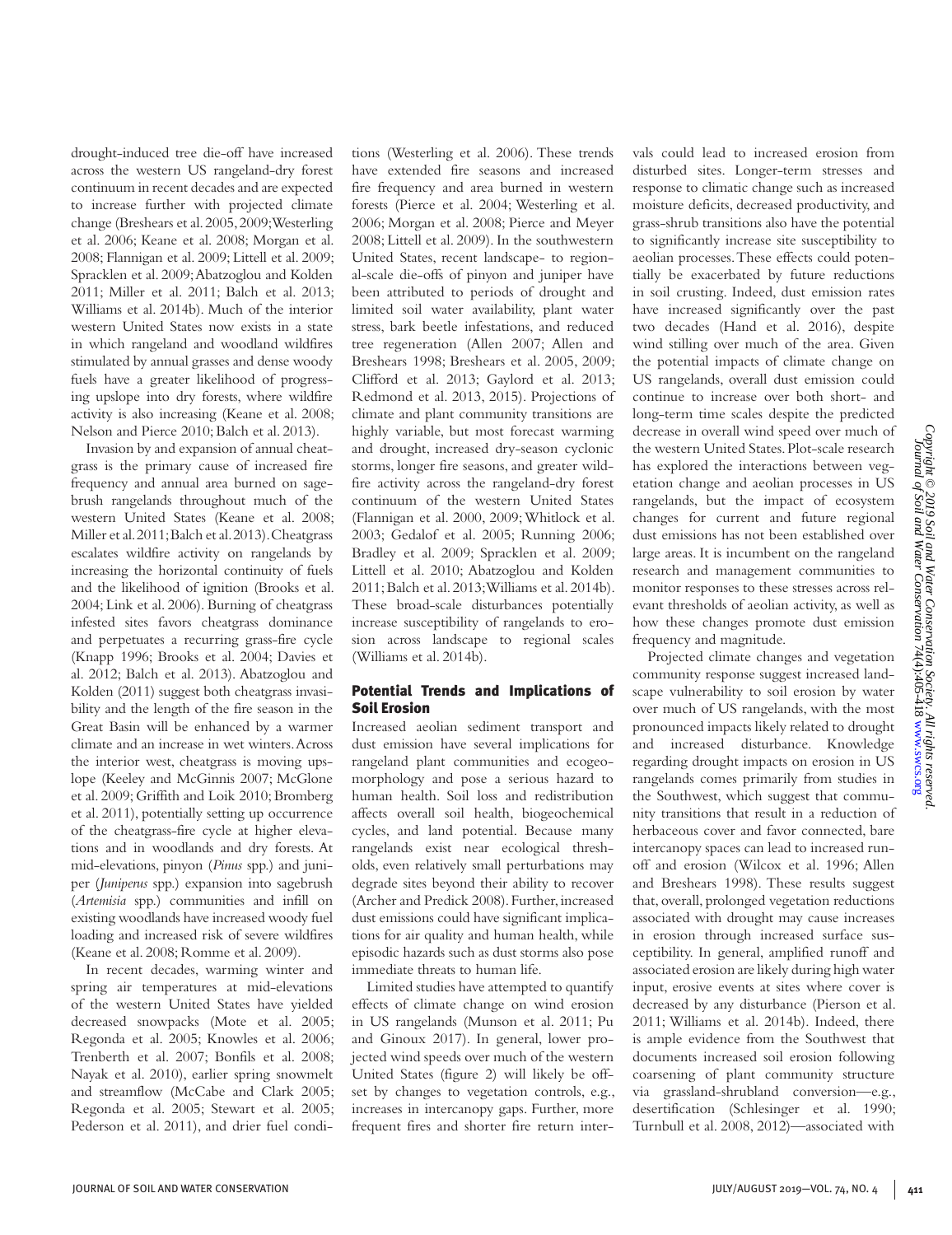drought-induced tree die-off have increased across the western US rangeland-dry forest continuum in recent decades and are expected to increase further with projected climate change (Breshears et al. 2005, 2009; Westerling et al. 2006; Keane et al. 2008; Morgan et al. 2008; Flannigan et al. 2009; Littell et al. 2009; Spracklen et al. 2009; Abatzoglou and Kolden 2011; Miller et al. 2011; Balch et al. 2013; Williams et al. 2014b). Much of the interior western United States now exists in a state in which rangeland and woodland wildfires stimulated by annual grasses and dense woody fuels have a greater likelihood of progressing upslope into dry forests, where wildfire activity is also increasing (Keane et al. 2008; Nelson and Pierce 2010; Balch et al. 2013).

Invasion by and expansion of annual cheatgrass is the primary cause of increased fire frequency and annual area burned on sagebrush rangelands throughout much of the western United States (Keane et al. 2008; Miller et al. 2011; Balch et al. 2013). Cheatgrass escalates wildfire activity on rangelands by increasing the horizontal continuity of fuels and the likelihood of ignition (Brooks et al. 2004; Link et al. 2006). Burning of cheatgrass infested sites favors cheatgrass dominance and perpetuates a recurring grass-fire cycle (Knapp 1996; Brooks et al. 2004; Davies et al. 2012; Balch et al. 2013). Abatzoglou and Kolden (2011) suggest both cheatgrass invasibility and the length of the fire season in the Great Basin will be enhanced by a warmer climate and an increase in wet winters. Across the interior west, cheatgrass is moving upslope (Keeley and McGinnis 2007; McGlone et al. 2009; Griffith and Loik 2010; Bromberg et al. 2011), potentially setting up occurrence of the cheatgrass-fire cycle at higher elevations and in woodlands and dry forests. At mid-elevations, pinyon (*Pinus* spp.) and juniper (*Juniperus* spp.) expansion into sagebrush (*Artemisia* spp.) communities and infill on existing woodlands have increased woody fuel loading and increased risk of severe wildfires (Keane et al. 2008; Romme et al. 2009).

In recent decades, warming winter and spring air temperatures at mid-elevations of the western United States have yielded decreased snowpacks (Mote et al. 2005; Regonda et al. 2005; Knowles et al. 2006; Trenberth et al. 2007; Bonfils et al. 2008; Nayak et al. 2010), earlier spring snowmelt and streamflow (McCabe and Clark 2005; Regonda et al. 2005; Stewart et al. 2005; Pederson et al. 2011), and drier fuel conditions (Westerling et al. 2006). These trends have extended fire seasons and increased fire frequency and area burned in western forests (Pierce et al. 2004; Westerling et al. 2006; Morgan et al. 2008; Pierce and Meyer 2008; Littell et al. 2009). In the southwestern United States, recent landscape- to regional-scale die-offs of pinyon and juniper have been attributed to periods of drought and limited soil water availability, plant water stress, bark beetle infestations, and reduced tree regeneration (Allen 2007; Allen and Breshears 1998; Breshears et al. 2005, 2009; Clifford et al. 2013; Gaylord et al. 2013; Redmond et al. 2013, 2015). Projections of climate and plant community transitions are highly variable, but most forecast warming and drought, increased dry-season cyclonic storms, longer fire seasons, and greater wildfire activity across the rangeland-dry forest continuum of the western United States (Flannigan et al. 2000, 2009; Whitlock et al. 2003; Gedalof et al. 2005; Running 2006; Bradley et al. 2009; Spracklen et al. 2009; Littell et al. 2010; Abatzoglou and Kolden 2011; Balch et al. 2013; Williams et al. 2014b). These broad-scale disturbances potentially increase susceptibility of rangelands to erosion across landscape to regional scales (Williams et al. 2014b).

## Potential Trends and Implications of Soil Erosion

Increased aeolian sediment transport and dust emission have several implications for rangeland plant communities and ecogeomorphology and pose a serious hazard to human health. Soil loss and redistribution affects overall soil health, biogeochemical cycles, and land potential. Because many rangelands exist near ecological thresholds, even relatively small perturbations may degrade sites beyond their ability to recover (Archer and Predick 2008). Further, increased dust emissions could have significant implications for air quality and human health, while episodic hazards such as dust storms also pose immediate threats to human life.

Limited studies have attempted to quantify effects of climate change on wind erosion in US rangelands (Munson et al. 2011; Pu and Ginoux 2017). In general, lower projected wind speeds over much of the western United States (figure 2) will likely be offset by changes to vegetation controls, e.g., increases in intercanopy gaps. Further, more frequent fires and shorter fire return intervals could lead to increased erosion from disturbed sites. Longer-term stresses and response to climatic change such as increased moisture deficits, decreased productivity, and grass-shrub transitions also have the potential to significantly increase site susceptibility to aeolian processes. These effects could potentially be exacerbated by future reductions in soil crusting. Indeed, dust emission rates have increased significantly over the past two decades (Hand et al. 2016), despite wind stilling over much of the area. Given the potential impacts of climate change on US rangelands, overall dust emission could continue to increase over both short- and long-term time scales despite the predicted decrease in overall wind speed over much of the western United States. Plot-scale research has explored the interactions between vegetation change and aeolian processes in US rangelands, but the impact of ecosystem changes for current and future regional dust emissions has not been established over large areas. It is incumbent on the rangeland research and management communities to monitor responses to these stresses across relevant thresholds of aeolian activity, as well as how these changes promote dust emission frequency and magnitude.

Projected climate changes and vegetation community response suggest increased landscape vulnerability to soil erosion by water over much of US rangelands, with the most pronounced impacts likely related to drought and increased disturbance. Knowledge regarding drought impacts on erosion in US rangelands comes primarily from studies in the Southwest, which suggest that community transitions that result in a reduction of herbaceous cover and favor connected, bare intercanopy spaces can lead to increased runoff and erosion (Wilcox et al. 1996; Allen and Breshears 1998). These results suggest that, overall, prolonged vegetation reductions associated with drought may cause increases in erosion through increased surface susceptibility. In general, amplified runoff and associated erosion are likely during high water input, erosive events at sites where cover is decreased by any disturbance (Pierson et al. 2011; Williams et al. 2014b). Indeed, there is ample evidence from the Southwest that documents increased soil erosion following coarsening of plant community structure via grassland-shrubland conversion—e.g., desertification (Schlesinger et al. 1990; Turnbull et al. 2008, 2012)—associated with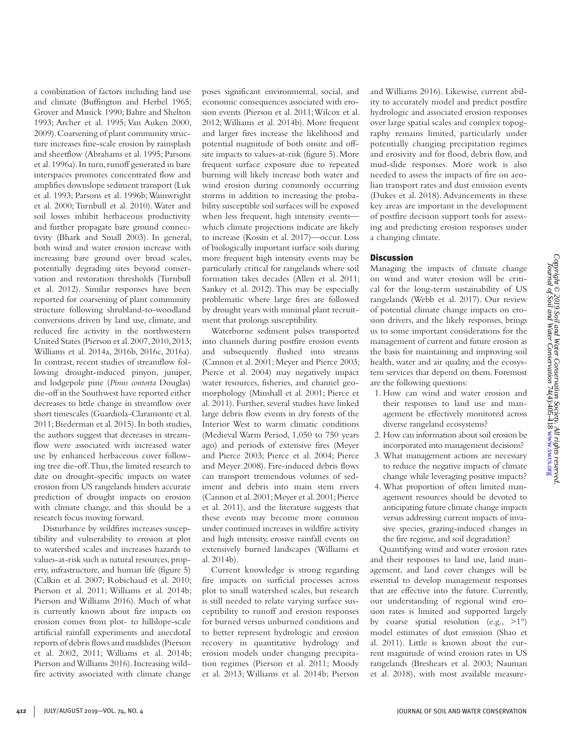a combination of factors including land use and climate (Buffington and Herbel 1965; Grover and Musick 1990; Bahre and Shelton 1993; Archer et al. 1995; Van Auken 2000, 2009). Coarsening of plant community structure increases fine-scale erosion by rainsplash and sheetflow (Abrahams et al. 1995; Parsons et al. 1996a). In turn, runoff generated in bare interspaces promotes concentrated flow and amplifies downslope sediment transport (Luk et al. 1993; Parsons et al. 1996b; Wainwright et al. 2000; Turnbull et al. 2010). Water and soil losses inhibit herbaceous productivity and further propagate bare ground connectivity (Bhark and Small 2003). In general, both wind and water erosion increase with increasing bare ground over broad scales, potentially degrading sites beyond conservation and restoration thresholds (Turnbull et al. 2012). Similar responses have been reported for coarsening of plant community structure following shrubland-to-woodland conversions driven by land use, climate, and reduced fire activity in the northwestern United States (Pierson et al. 2007, 2010, 2013; Williams et al. 2014a, 2016b, 2016c, 2016a). In contrast, recent studies of streamflow following drought-induced pinyon, juniper, and lodgepole pine (*Pinus contorta* Douglas) die-off in the Southwest have reported either decreases to little change in streamflow over short timescales (Guardiola-Claramonte et al. 2011; Biederman et al. 2015). In both studies, the authors suggest that decreases in streamflow were associated with increased water use by enhanced herbaceous cover following tree die-off. Thus, the limited research to date on drought-specific impacts on water erosion from US rangelands hinders accurate prediction of drought impacts on erosion with climate change, and this should be a research focus moving forward.

Disturbance by wildfires increases susceptibility and vulnerability to erosion at plot to watershed scales and increases hazards to values-at-risk such as natural resources, property, infrastructure, and human life (figure 5) (Calkin et al. 2007; Robichaud et al. 2010; Pierson et al. 2011; Williams et al. 2014b; Pierson and Williams 2016). Much of what is currently known about fire impacts on erosion comes from plot- to hillslope-scale artificial rainfall experiments and anecdotal reports of debris flows and mudslides (Pierson et al. 2002, 2011; Williams et al. 2014b; Pierson and Williams 2016). Increasing wildfire activity associated with climate change poses significant environmental, social, and economic consequences associated with erosion events (Pierson et al. 2011; Wilcox et al. 2012; Williams et al. 2014b). More frequent and larger fires increase the likelihood and potential magnitude of both onsite and offsite impacts to values-at-risk (figure 5). More frequent surface exposure due to repeated burning will likely increase both water and wind erosion during commonly occurring storms in addition to increasing the probability susceptible soil surfaces will be exposed when less frequent, high intensity events—which climate projections indicate are likely to increase (Kossin et al. 2017)—occur. Loss of biologically important surface soils during more frequent high intensity events may be particularly critical for rangelands where soil formation takes decades (Allen et al. 2011; Sankey et al. 2012). This may be especially problematic where large fires are followed by drought years with minimal plant recruitment that prolongs susceptibility.

Waterborne sediment pulses transported into channels during postfire erosion events and subsequently flushed into streams (Cannon et al. 2001; Meyer and Pierce 2003; Pierce et al. 2004) may negatively impact water resources, fisheries, and channel geomorphology (Minshall et al. 2001; Pierce et al. 2011). Further, several studies have linked large debris flow events in dry forests of the Interior West to warm climatic conditions (Medieval Warm Period, 1,050 to 750 years ago) and periods of extensive fires (Meyer and Pierce 2003; Pierce et al. 2004; Pierce and Meyer 2008). Fire-induced debris flows can transport tremendous volumes of sediment and debris into main stem rivers (Cannon et al. 2001; Meyer et al. 2001; Pierce et al. 2011), and the literature suggests that these events may become more common under continued increases in wildfire activity and high intensity, erosive rainfall events on extensively burned landscapes (Williams et al. 2014b).

Current knowledge is strong regarding fire impacts on surficial processes across plot to small watershed scales, but research is still needed to relate varying surface susceptibility to runoff and erosion responses for burned versus unburned conditions and to better represent hydrologic and erosion recovery in quantitative hydrology and erosion models under changing precipitation regimes (Pierson et al. 2011; Moody et al. 2013; Williams et al. 2014b; Pierson and Williams 2016). Likewise, current ability to accurately model and predict postfire hydrologic and associated erosion responses over large spatial scales and complex topography remains limited, particularly under potentially changing precipitation regimes and erosivity and for flood, debris flow, and mud-slide responses. More work is also needed to assess the impacts of fire on aeolian transport rates and dust emission events (Dukes et al. 2018). Advancements in these key areas are important in the development of postfire decision support tools for assessing and predicting erosion responses under a changing climate.

## Discussion

Managing the impacts of climate change on wind and water erosion will be critical for the long-term sustainability of US rangelands (Webb et al. 2017). Our review of potential climate change impacts on erosion drivers, and the likely responses, brings us to some important considerations for the management of current and future erosion as the basis for maintaining and improving soil health, water and air quality, and the ecosystem services that depend on them. Foremost are the following questions:

1. How can wind and water erosion and their responses to land use and management be effectively monitored across diverse rangeland ecosystems?
2. How can information about soil erosion be incorporated into management decisions?
3. What management actions are necessary to reduce the negative impacts of climate change while leveraging positive impacts?
4. What proportion of often limited management resources should be devoted to anticipating future climate change impacts versus addressing current impacts of invasive species, grazing-induced changes in the fire regime, and soil degradation?

Quantifying wind and water erosion rates and their responses to land use, land management, and land cover changes will be essential to develop management responses that are effective into the future. Currently, our understanding of regional wind erosion rates is limited and supported largely by coarse spatial resolution (e.g., >1°) model estimates of dust emission (Shao et al. 2011). Little is known about the current magnitude of wind erosion rates in US rangelands (Breshears et al. 2003; Nauman et al. 2018), with most available measure-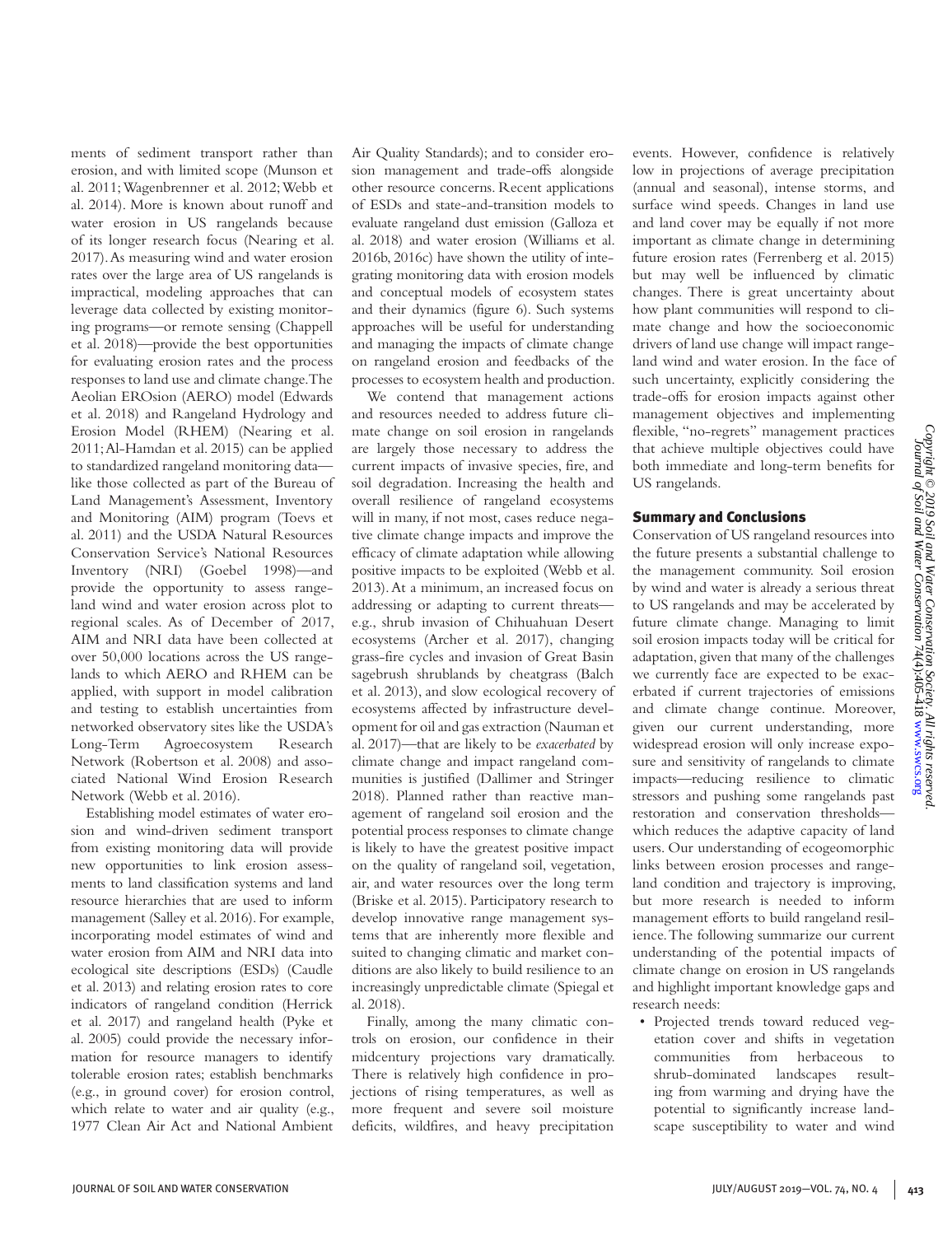ments of sediment transport rather than erosion, and with limited scope (Munson et al. 2011; Wagenbrenner et al. 2012; Webb et al. 2014). More is known about runoff and water erosion in US rangelands because of its longer research focus (Nearing et al. 2017). As measuring wind and water erosion rates over the large area of US rangelands is impractical, modeling approaches that can leverage data collected by existing monitoring programs—or remote sensing (Chappell et al. 2018)—provide the best opportunities for evaluating erosion rates and the process responses to land use and climate change. The Aeolian EROsion (AERO) model (Edwards et al. 2018) and Rangeland Hydrology and Erosion Model (RHEM) (Nearing et al. 2011; Al-Hamdan et al. 2015) can be applied to standardized rangeland monitoring data—like those collected as part of the Bureau of Land Management's Assessment, Inventory and Monitoring (AIM) program (Toevs et al. 2011) and the USDA Natural Resources Conservation Service's National Resources Inventory (NRI) (Goebel 1998)—and provide the opportunity to assess rangeland wind and water erosion across plot to regional scales. As of December of 2017, AIM and NRI data have been collected at over 50,000 locations across the US rangelands to which AERO and RHEM can be applied, with support in model calibration and testing to establish uncertainties from networked observatory sites like the USDA's Long-Term Agroecosystem Research Network (Robertson et al. 2008) and associated National Wind Erosion Research Network (Webb et al. 2016).

Establishing model estimates of water erosion and wind-driven sediment transport from existing monitoring data will provide new opportunities to link erosion assessments to land classification systems and land resource hierarchies that are used to inform management (Salley et al. 2016). For example, incorporating model estimates of wind and water erosion from AIM and NRI data into ecological site descriptions (ESDs) (Caudle et al. 2013) and relating erosion rates to core indicators of rangeland condition (Herrick et al. 2017) and rangeland health (Pyke et al. 2005) could provide the necessary information for resource managers to identify tolerable erosion rates; establish benchmarks (e.g., in ground cover) for erosion control, which relate to water and air quality (e.g., 1977 Clean Air Act and National Ambient Air Quality Standards); and to consider erosion management and trade-offs alongside other resource concerns. Recent applications of ESDs and state-and-transition models to evaluate rangeland dust emission (Galloza et al. 2018) and water erosion (Williams et al. 2016b, 2016c) have shown the utility of integrating monitoring data with erosion models and conceptual models of ecosystem states and their dynamics (figure 6). Such systems approaches will be useful for understanding and managing the impacts of climate change on rangeland erosion and feedbacks of the processes to ecosystem health and production.

We contend that management actions and resources needed to address future climate change on soil erosion in rangelands are largely those necessary to address the current impacts of invasive species, fire, and soil degradation. Increasing the health and overall resilience of rangeland ecosystems will in many, if not most, cases reduce negative climate change impacts and improve the efficacy of climate adaptation while allowing positive impacts to be exploited (Webb et al. 2013). At a minimum, an increased focus on addressing or adapting to current threats—e.g., shrub invasion of Chihuahuan Desert ecosystems (Archer et al. 2017), changing grass-fire cycles and invasion of Great Basin sagebrush shrublands by cheatgrass (Balch et al. 2013), and slow ecological recovery of ecosystems affected by infrastructure development for oil and gas extraction (Nauman et al. 2017)—that are likely to be *exacerbated* by climate change and impact rangeland communities is justified (Dallimer and Stringer 2018). Planned rather than reactive management of rangeland soil erosion and the potential process responses to climate change is likely to have the greatest positive impact on the quality of rangeland soil, vegetation, air, and water resources over the long term (Briske et al. 2015). Participatory research to develop innovative range management systems that are inherently more flexible and suited to changing climatic and market conditions are also likely to build resilience to an increasingly unpredictable climate (Spiegal et al. 2018).

Finally, among the many climatic controls on erosion, our confidence in their midcentury projections vary dramatically. There is relatively high confidence in projections of rising temperatures, as well as more frequent and severe soil moisture deficits, wildfires, and heavy precipitation events. However, confidence is relatively low in projections of average precipitation (annual and seasonal), intense storms, and surface wind speeds. Changes in land use and land cover may be equally if not more important as climate change in determining future erosion rates (Ferrenberg et al. 2015) but may well be influenced by climatic changes. There is great uncertainty about how plant communities will respond to climate change and how the socioeconomic drivers of land use change will impact rangeland wind and water erosion. In the face of such uncertainty, explicitly considering the trade-offs for erosion impacts against other management objectives and implementing flexible, "no-regrets" management practices that achieve multiple objectives could have both immediate and long-term benefits for US rangelands.

## Summary and Conclusions

Conservation of US rangeland resources into the future presents a substantial challenge to the management community. Soil erosion by wind and water is already a serious threat to US rangelands and may be accelerated by future climate change. Managing to limit soil erosion impacts today will be critical for adaptation, given that many of the challenges we currently face are expected to be exacerbated if current trajectories of emissions and climate change continue. Moreover, given our current understanding, more widespread erosion will only increase exposure and sensitivity of rangelands to climate impacts—reducing resilience to climatic stressors and pushing some rangelands past restoration and conservation thresholds—which reduces the adaptive capacity of land users. Our understanding of ecogeomorphic links between erosion processes and rangeland condition and trajectory is improving, but more research is needed to inform management efforts to build rangeland resilience. The following summarize our current understanding of the potential impacts of climate change on erosion in US rangelands and highlight important knowledge gaps and research needs:

- Projected trends toward reduced vegetation cover and shifts in vegetation communities from herbaceous to shrub-dominated landscapes resulting from warming and drying have the potential to significantly increase landscape susceptibility to water and wind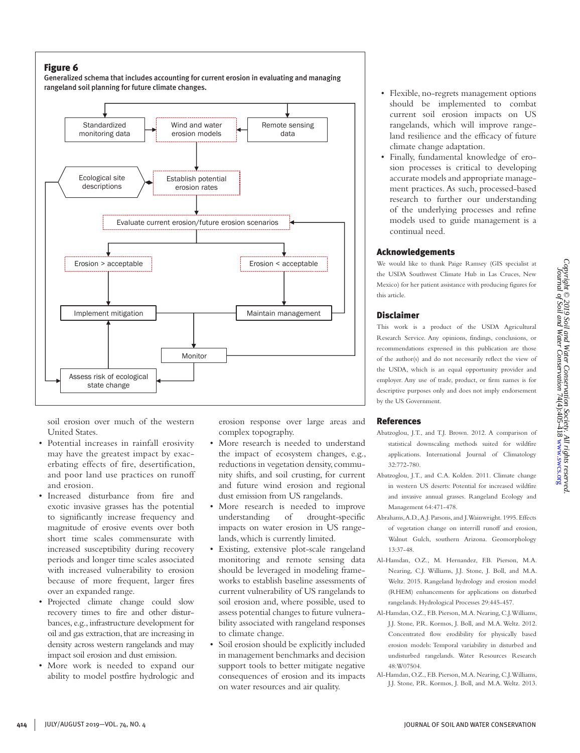**Figure 6**

Generalized schema that includes accounting for current erosion in evaluating and managing rangeland soil planning for future climate changes.

Standardized monitoring data

Wind and water erosion models

Remote sensing data

Ecological site descriptions

Establish potential erosion rates

Evaluate current erosion/future erosion scenarios

Erosion > acceptable

Erosion < acceptable

Implement mitigation

Maintain management

Monitor

Assess risk of ecological state change

soil erosion over much of the western United States.

- Potential increases in rainfall erosivity may have the greatest impact by exacerbating effects of fire, desertification, and poor land use practices on runoff and erosion.
- Increased disturbance from fire and exotic invasive grasses has the potential to significantly increase frequency and magnitude of erosive events over both short time scales commensurate with increased susceptibility during recovery periods and longer time scales associated with increased vulnerability to erosion because of more frequent, larger fires over an expanded range.
- Projected climate change could slow recovery times to fire and other disturbances, e.g., infrastructure development for oil and gas extraction, that are increasing in density across western rangelands and may impact soil erosion and dust emission.
- More work is needed to expand our ability to model postfire hydrologic and erosion response over large areas and complex topography.
- More research is needed to understand the impact of ecosystem changes, e.g., reductions in vegetation density, community shifts, and soil crusting, for current and future wind erosion and regional dust emission from US rangelands.
- More research is needed to improve understanding of drought-specific impacts on water erosion in US rangelands, which is currently limited.
- Existing, extensive plot-scale rangeland monitoring and remote sensing data should be leveraged in modeling frameworks to establish baseline assessments of current vulnerability of US rangelands to soil erosion and, where possible, used to assess potential changes to future vulnerability associated with rangeland responses to climate change.
- Soil erosion should be explicitly included in management benchmarks and decision support tools to better mitigate negative consequences of erosion and its impacts on water resources and air quality.
- Flexible, no-regrets management options should be implemented to combat current soil erosion impacts on US rangelands, which will improve rangeland resilience and the efficacy of future climate change adaptation.
- Finally, fundamental knowledge of erosion processes is critical to developing accurate models and appropriate management practices. As such, processed-based research to further our understanding of the underlying processes and refine models used to guide management is a continual need.

## Acknowledgements

We would like to thank Paige Ramsey (GIS specialist at the USDA Southwest Climate Hub in Las Cruces, New Mexico) for her patient assistance with producing figures for this article.

## Disclaimer

This work is a product of the USDA Agricultural Research Service. Any opinions, findings, conclusions, or recommendations expressed in this publication are those of the author(s) and do not necessarily reflect the view of the USDA, which is an equal opportunity provider and employer. Any use of trade, product, or firm names is for descriptive purposes only and does not imply endorsement by the US Government.

## References

Abatzoglou, J.T., and T.J. Brown. 2012. A comparison of statistical downscaling methods suited for wildfire applications. International Journal of Climatology 32:772-780.

Abatzoglou, J.T., and C.A. Kolden. 2011. Climate change in western US deserts: Potential for increased wildfire and invasive annual grasses. Rangeland Ecology and Management 64:471-478.

Abrahams, A.D., A.J. Parsons, and J. Wainwright. 1995. Effects of vegetation change on interrill runoff and erosion, Walnut Gulch, southern Arizona. Geomorphology 13:37-48.

Al-Hamdan, O.Z., M. Hernandez, F.B. Pierson, M.A. Nearing, C.J. Williams, J.J. Stone, J. Boll, and M.A. Weltz. 2015. Rangeland hydrology and erosion model (RHEM) enhancements for applications on disturbed rangelands. Hydrological Processes 29:445-457.

Al-Hamdan, O.Z., F.B. Pierson, M.A. Nearing, C.J. Williams, J.J. Stone, P.R. Kormos, J. Boll, and M.A. Weltz. 2012. Concentrated flow erodibility for physically based erosion models: Temporal variability in disturbed and undisturbed rangelands. Water Resources Research 48:W07504.

Al-Hamdan, O.Z., F.B. Pierson, M.A. Nearing, C.J. Williams, J.J. Stone, P.R. Kormos, J. Boll, and M.A. Weltz. 2013.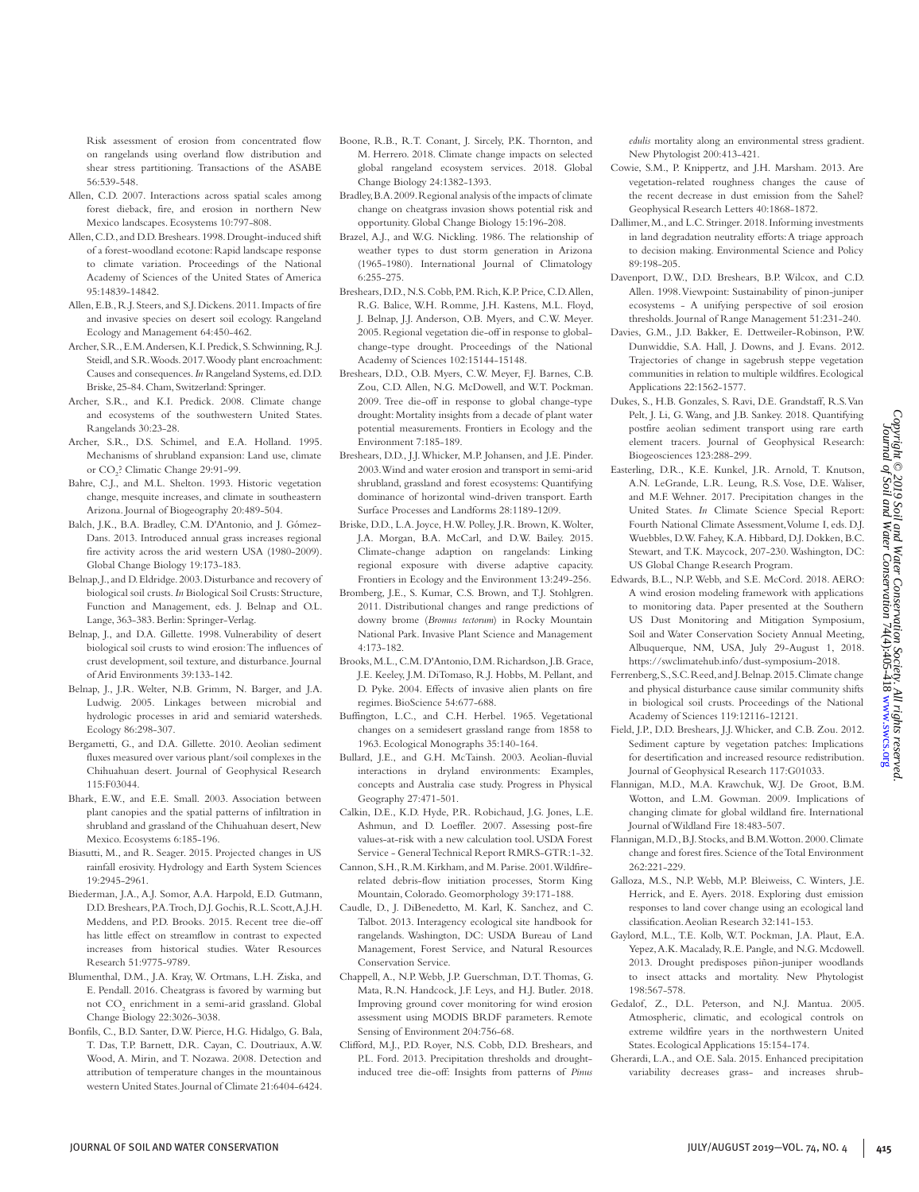Risk assessment of erosion from concentrated flow on rangelands using overland flow distribution and shear stress partitioning. Transactions of the ASABE 56:539-548.

Allen, C.D. 2007. Interactions across spatial scales among forest dieback, fire, and erosion in northern New Mexico landscapes. Ecosystems 10:797-808.

Allen, C.D., and D.D. Breshears. 1998. Drought-induced shift of a forest-woodland ecotone: Rapid landscape response to climate variation. Proceedings of the National Academy of Sciences of the United States of America 95:14839-14842.

Allen, E.B., R.J. Steers, and S.J. Dickens. 2011. Impacts of fire and invasive species on desert soil ecology. Rangeland Ecology and Management 64:450-462.

Archer, S.R., E.M. Andersen, K.I. Predick, S. Schwinning, R.J. Steidl, and S.R. Woods. 2017. Woody plant encroachment: Causes and consequences. *In* Rangeland Systems, ed. D.D. Briske, 25-84. Cham, Switzerland: Springer.

Archer, S.R., and K.I. Predick. 2008. Climate change and ecosystems of the southwestern United States. Rangelands 30:23-28.

Archer, S.R., D.S. Schimel, and E.A. Holland. 1995. Mechanisms of shrubland expansion: Land use, climate or $CO_2$? Climatic Change 29:91-99.

Bahre, C.J., and M.L. Shelton. 1993. Historic vegetation change, mesquite increases, and climate in southeastern Arizona. Journal of Biogeography 20:489-504.

Balch, J.K., B.A. Bradley, C.M. D'Antonio, and J. Gómez-Dans. 2013. Introduced annual grass increases regional fire activity across the arid western USA (1980-2009). Global Change Biology 19:173-183.

Belnap, J., and D. Eldridge. 2003. Disturbance and recovery of biological soil crusts. *In* Biological Soil Crusts: Structure, Function and Management, eds. J. Belnap and O.L. Lange, 363-383. Berlin: Springer-Verlag.

Belnap, J., and D.A. Gillette. 1998. Vulnerability of desert biological soil crusts to wind erosion: The influences of crust development, soil texture, and disturbance. Journal of Arid Environments 39:133-142.

Belnap, J., J.R. Welter, N.B. Grimm, N. Barger, and J.A. Ludwig. 2005. Linkages between microbial and hydrologic processes in arid and semiarid watersheds. Ecology 86:298-307.

Bergametti, G., and D.A. Gillette. 2010. Aeolian sediment fluxes measured over various plant/soil complexes in the Chihuahuan desert. Journal of Geophysical Research 115:F03044.

Bhark, E.W., and E.E. Small. 2003. Association between plant canopies and the spatial patterns of infiltration in shrubland and grassland of the Chihuahuan desert, New Mexico. Ecosystems 6:185-196.

Biasutti, M., and R. Seager. 2015. Projected changes in US rainfall erosivity. Hydrology and Earth System Sciences 19:2945-2961.

Biederman, J.A., A.J. Somor, A.A. Harpold, E.D. Gutmann, D.D. Breshears, P.A. Troch, D.J. Gochis, R.L. Scott, A.J.H. Meddens, and P.D. Brooks. 2015. Recent tree die-off has little effect on streamflow in contrast to expected increases from historical studies. Water Resources Research 51:9775-9789.

Blumenthal, D.M., J.A. Kray, W. Ortmans, L.H. Ziska, and E. Pendall. 2016. Cheatgrass is favored by warming but not $CO_2$ enrichment in a semi-arid grassland. Global Change Biology 22:3026-3038.

Bonfils, C., B.D. Santer, D.W. Pierce, H.G. Hidalgo, G. Bala, T. Das, T.P. Barnett, D.R. Cayan, C. Doutriaux, A.W. Wood, A. Mirin, and T. Nozawa. 2008. Detection and attribution of temperature changes in the mountainous western United States. Journal of Climate 21:6404-6424.

Boone, R.B., R.T. Conant, J. Sircely, P.K. Thornton, and M. Herrero. 2018. Climate change impacts on selected global rangeland ecosystem services. 2018. Global Change Biology 24:1382-1393.

Bradley, B.A. 2009. Regional analysis of the impacts of climate change on cheatgrass invasion shows potential risk and opportunity. Global Change Biology 15:196-208.

Brazel, A.J., and W.G. Nickling. 1986. The relationship of weather types to dust storm generation in Arizona (1965-1980). International Journal of Climatology 6:255-275.

Breshears, D.D., N.S. Cobb, P.M. Rich, K.P. Price, C.D. Allen, R.G. Balice, W.H. Romme, J.H. Kastens, M.L. Floyd, J. Belnap, J.J. Anderson, O.B. Myers, and C.W. Meyer. 2005. Regional vegetation die-off in response to global-change-type drought. Proceedings of the National Academy of Sciences 102:15144-15148.

Breshears, D.D., O.B. Myers, C.W. Meyer, F.J. Barnes, C.B. Zou, C.D. Allen, N.G. McDowell, and W.T. Pockman. 2009. Tree die-off in response to global change-type drought: Mortality insights from a decade of plant water potential measurements. Frontiers in Ecology and the Environment 7:185-189.

Breshears, D.D., J.J. Whicker, M.P. Johansen, and J.E. Pinder. 2003. Wind and water erosion and transport in semi-arid shrubland, grassland and forest ecosystems: Quantifying dominance of horizontal wind-driven transport. Earth Surface Processes and Landforms 28:1189-1209.

Briske, D.D., L.A. Joyce, H.W. Polley, J.R. Brown, K. Wolter, J.A. Morgan, B.A. McCarl, and D.W. Bailey. 2015. Climate-change adaption on rangelands: Linking regional exposure with diverse adaptive capacity. Frontiers in Ecology and the Environment 13:249-256.

Bromberg, J.E., S. Kumar, C.S. Brown, and T.J. Stohlgren. 2011. Distributional changes and range predictions of downy brome (*Bromus tectorum*) in Rocky Mountain National Park. Invasive Plant Science and Management 4:173-182.

Brooks, M.L., C.M. D'Antonio, D.M. Richardson, J.B. Grace, J.E. Keeley, J.M. DiTomaso, R.J. Hobbs, M. Pellant, and D. Pyke. 2004. Effects of invasive alien plants on fire regimes. BioScience 54:677-688.

Buffington, L.C., and C.H. Herbel. 1965. Vegetational changes on a semidesert grassland range from 1858 to 1963. Ecological Monographs 35:140-164.

Bullard, J.E., and G.H. McTainsh. 2003. Aeolian-fluvial interactions in dryland environments: Examples, concepts and Australia case study. Progress in Physical Geography 27:471-501.

Calkin, D.E., K.D. Hyde, P.R. Robichaud, J.G. Jones, L.E. Ashmun, and D. Loeffler. 2007. Assessing post-fire values-at-risk with a new calculation tool. USDA Forest Service - General Technical Report RMRS-GTR:1-32.

Cannon, S.H., R.M. Kirkham, and M. Parise. 2001. Wildfire-related debris-flow initiation processes, Storm King Mountain, Colorado. Geomorphology 39:171-188.

Caudle, D., J. DiBenedetto, M. Karl, K. Sanchez, and C. Talbot. 2013. Interagency ecological site handbook for rangelands. Washington, DC: USDA Bureau of Land Management, Forest Service, and Natural Resources Conservation Service.

Chappell, A., N.P. Webb, J.P. Guerschman, D.T. Thomas, G. Mata, R.N. Handcock, J.F. Leys, and H.J. Butler. 2018. Improving ground cover monitoring for wind erosion assessment using MODIS BRDF parameters. Remote Sensing of Environment 204:756-68.

Clifford, M.J., P.D. Royer, N.S. Cobb, D.D. Breshears, and P.L. Ford. 2013. Precipitation thresholds and drought-induced tree die-off: Insights from patterns of *Pinus edulis* mortality along an environmental stress gradient. New Phytologist 200:413-421.

Cowie, S.M., P. Knippertz, and J.H. Marsham. 2013. Are vegetation-related roughness changes the cause of the recent decrease in dust emission from the Sahel? Geophysical Research Letters 40:1868-1872.

Dallimer, M., and L.C. Stringer. 2018. Informing investments in land degradation neutrality efforts: A triage approach to decision making. Environmental Science and Policy 89:198-205.

Davenport, D.W., D.D. Breshears, B.P. Wilcox, and C.D. Allen. 1998. Viewpoint: Sustainability of pinon-juniper ecosystems - A unifying perspective of soil erosion thresholds. Journal of Range Management 51:231-240.

Davies, G.M., J.D. Bakker, E. Dettweiler-Robinson, P.W. Dunwiddie, S.A. Hall, J. Downs, and J. Evans. 2012. Trajectories of change in sagebrush steppe vegetation communities in relation to multiple wildfires. Ecological Applications 22:1562-1577.

Dukes, S., H.B. Gonzales, S. Ravi, D.E. Grandstaff, R.S. Van Pelt, J. Li, G. Wang, and J.B. Sankey. 2018. Quantifying postfire aeolian sediment transport using rare earth element tracers. Journal of Geophysical Research: Biogeosciences 123:288-299.

Easterling, D.R., K.E. Kunkel, J.R. Arnold, T. Knutson, A.N. LeGrande, L.R. Leung, R.S. Vose, D.E. Waliser, and M.F. Wehner. 2017. Precipitation changes in the United States. *In* Climate Science Special Report: Fourth National Climate Assessment, Volume I, eds. D.J. Wuebbles, D.W. Fahey, K.A. Hibbard, D.J. Dokken, B.C. Stewart, and T.K. Maycock, 207-230. Washington, DC: US Global Change Research Program.

Edwards, B.L., N.P. Webb, and S.E. McCord. 2018. AERO: A wind erosion modeling framework with applications to monitoring data. Paper presented at the Southern US Dust Monitoring and Mitigation Symposium, Soil and Water Conservation Society Annual Meeting, Albuquerque, NM, USA, July 29-August 1, 2018. https://swclimatehub.info/dust-symposium-2018.

Ferrenberg, S., S.C. Reed, and J. Belnap. 2015. Climate change and physical disturbance cause similar community shifts in biological soil crusts. Proceedings of the National Academy of Sciences 119:12116-12121.

Field, J.P., D.D. Breshears, J.J. Whicker, and C.B. Zou. 2012. Sediment capture by vegetation patches: Implications for desertification and increased resource redistribution. Journal of Geophysical Research 117:G01033.

Flannigan, M.D., M.A. Krawchuk, W.J. De Groot, B.M. Wotton, and L.M. Gowman. 2009. Implications of changing climate for global wildland fire. International Journal of Wildland Fire 18:483-507.

Flannigan, M.D., B.J. Stocks, and B.M. Wotton. 2000. Climate change and forest fires. Science of the Total Environment 262:221-229.

Galloza, M.S., N.P. Webb, M.P. Bleiweiss, C. Winters, J.E. Herrick, and E. Ayers. 2018. Exploring dust emission responses to land cover change using an ecological land classification. Aeolian Research 32:141-153.

Gaylord, M.L., T.E. Kolb, W.T. Pockman, J.A. Plaut, E.A. Yepez, A.K. Macalady, R.E. Pangle, and N.G. Mcdowell. 2013. Drought predisposes piñon-juniper woodlands to insect attacks and mortality. New Phytologist 198:567-578.

Gedalof, Z., D.L. Peterson, and N.J. Mantua. 2005. Atmospheric, climatic, and ecological controls on extreme wildfire years in the northwestern United States. Ecological Applications 15:154-174.

Gherardi, L.A., and O.E. Sala. 2015. Enhanced precipitation variability decreases grass- and increases shrub-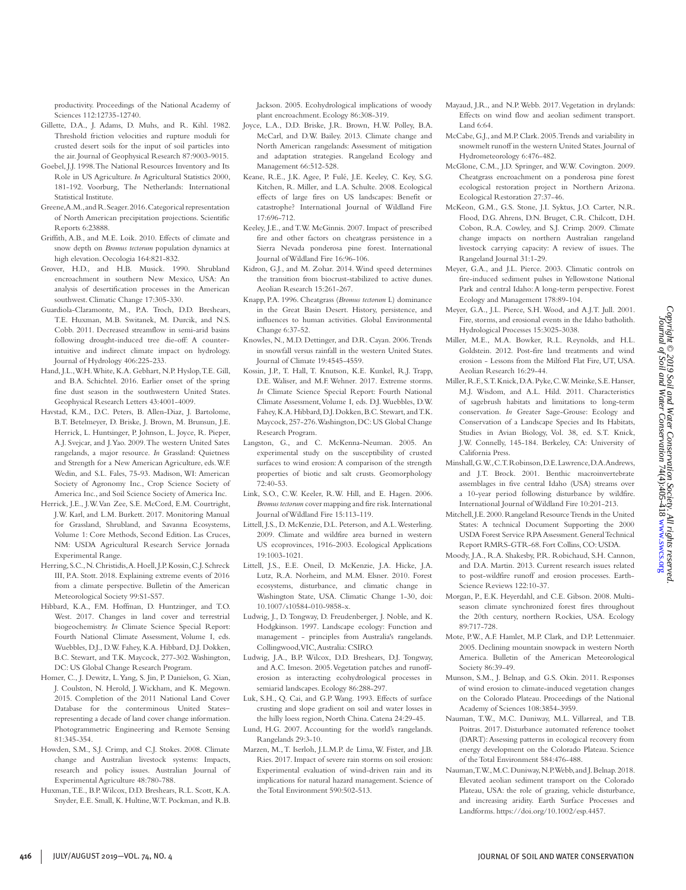productivity. Proceedings of the National Academy of Sciences 112:12735-12740.

Gillette, D.A., J. Adams, D. Muhs, and R. Kihl. 1982. Threshold friction velocities and rupture moduli for crusted desert soils for the input of soil particles into the air. Journal of Geophysical Research 87:9003-9015.

Goebel, J.J. 1998. The National Resources Inventory and Its Role in US Agriculture. *In* Agricultural Statistics 2000, 181-192. Voorburg, The Netherlands: International Statistical Institute.

Greene, A.M., and R. Seager. 2016. Categorical representation of North American precipitation projections. Scientific Reports 6:23888.

Griffith, A.B., and M.E. Loik. 2010. Effects of climate and snow depth on *Bromus tectorum* population dynamics at high elevation. Oecologia 164:821-832.

Grover, H.D., and H.B. Musick. 1990. Shrubland encroachment in southern New Mexico, USA: An analysis of desertification processes in the American southwest. Climatic Change 17:305-330.

Guardiola-Claramonte, M., P.A. Troch, D.D. Breshears, T.E. Huxman, M.B. Switanek, M. Durcik, and N.S. Cobb. 2011. Decreased streamflow in semi-arid basins following drought-induced tree die-off: A counter-intuitive and indirect climate impact on hydrology. Journal of Hydrology 406:225-233.

Hand, J.L., W.H. White, K.A. Gebhart, N.P. Hyslop, T.E. Gill, and B.A. Schichtel. 2016. Earlier onset of the spring fine dust season in the southwestern United States. Geophysical Research Letters 43:4001-4009.

Havstad, K.M., D.C. Peters, B. Allen-Diaz, J. Bartolome, B.T. Betelmeyer, D. Briske, J. Brown, M. Brunsun, J.E. Herrick, L. Huntsinger, P. Johnson, L. Joyce, R. Pieper, A.J. Svejcar, and J. Yao. 2009. The western United Sates rangelands, a major resource. *In* Grassland: Quietness and Strength for a New American Agriculture, eds. W.F. Wedin, and S.L. Fales, 75-93. Madison, WI: American Society of Agronomy Inc., Crop Science Society of America Inc., and Soil Science Society of America Inc.

Herrick, J.E., J.W. Van Zee, S.E. McCord, E.M. Courtright, J.W. Karl, and L.M. Burkett. 2017. Monitoring Manual for Grassland, Shrubland, and Savanna Ecosystems, Volume 1: Core Methods, Second Edition. Las Cruces, NM: USDA Agricultural Research Service Jornada Experimental Range.

Herring, S.C., N. Christidis, A. Hoell, J.P. Kossin, C.J. Schreck III, P.A. Stott. 2018. Explaining extreme events of 2016 from a climate perspective. Bulletin of the American Meteorological Society 99:S1-S57.

Hibbard, K.A., F.M. Hoffman, D. Huntzinger, and T.O. West. 2017. Changes in land cover and terrestrial biogeochemistry. *In* Climate Science Special Report: Fourth National Climate Assessment, Volume I, eds. Wuebbles, D.J., D.W. Fahey, K.A. Hibbard, D.J. Dokken, B.C. Stewart, and T.K. Maycock, 277-302. Washington, DC: US Global Change Research Program.

Homer, C., J. Dewitz, L. Yang, S. Jin, P. Danielson, G. Xian, J. Coulston, N. Herold, J. Wickham, and K. Megown. 2015. Completion of the 2011 National Land Cover Database for the conterminous United States–representing a decade of land cover change information. Photogrammetric Engineering and Remote Sensing 81:345-354.

Howden, S.M., S.J. Crimp, and C.J. Stokes. 2008. Climate change and Australian livestock systems: Impacts, research and policy issues. Australian Journal of Experimental Agriculture 48:780-788.

Huxman, T.E., B.P. Wilcox, D.D. Breshears, R.L. Scott, K.A. Snyder, E.E. Small, K. Hultine, W.T. Pockman, and R.B. Jackson. 2005. Ecohydrological implications of woody plant encroachment. Ecology 86:308-319.

Joyce, L.A., D.D. Briske, J.R. Brown, H.W. Polley, B.A. McCarl, and D.W. Bailey. 2013. Climate change and North American rangelands: Assessment of mitigation and adaptation strategies. Rangeland Ecology and Management 66:512-528.

Keane, R.E., J.K. Agee, P. Fulé, J.E. Keeley, C. Key, S.G. Kitchen, R. Miller, and L.A. Schulte. 2008. Ecological effects of large fires on US landscapes: Benefit or catastrophe? International Journal of Wildland Fire 17:696-712.

Keeley, J.E., and T.W. McGinnis. 2007. Impact of prescribed fire and other factors on cheatgrass persistence in a Sierra Nevada ponderosa pine forest. International Journal of Wildland Fire 16:96-106.

Kidron, G.J., and M. Zohar. 2014. Wind speed determines the transition from biocrust-stabilized to active dunes. Aeolian Research 15:261-267.

Knapp, P.A. 1996. Cheatgrass (*Bromus tectorum* L) dominance in the Great Basin Desert. History, persistence, and influences to human activities. Global Environmental Change 6:37-52.

Knowles, N., M.D. Dettinger, and D.R. Cayan. 2006. Trends in snowfall versus rainfall in the western United States. Journal of Climate 19:4545-4559.

Kossin, J.P., T. Hall, T. Knutson, K.E. Kunkel, R.J. Trapp, D.E. Waliser, and M.F. Wehner. 2017. Extreme storms. *In* Climate Science Special Report: Fourth National Climate Assessment, Volume I, eds. D.J. Wuebbles, D.W. Fahey, K.A. Hibbard, D.J. Dokken, B.C. Stewart, and T.K. Maycock, 257-276. Washington, DC: US Global Change Research Program.

Langston, G., and C. McKenna-Neuman. 2005. An experimental study on the susceptibility of crusted surfaces to wind erosion: A comparison of the strength properties of biotic and salt crusts. Geomorphology 72:40-53.

Link, S.O., C.W. Keeler, R.W. Hill, and E. Hagen. 2006. *Bromus tectorum* cover mapping and fire risk. International Journal of Wildland Fire 15:113-119.

Littell, J.S., D. McKenzie, D.L. Peterson, and A.L. Westerling. 2009. Climate and wildfire area burned in western US ecoprovinces, 1916-2003. Ecological Applications 19:1003-1021.

Littell, J.S., E.E. Oneil, D. McKenzie, J.A. Hicke, J.A. Lutz, R.A. Norheim, and M.M. Elsner. 2010. Forest ecosystems, disturbance, and climatic change in Washington State, USA. Climatic Change 1-30, doi: 10.1007/s10584-010-9858-x.

Ludwig, J., D. Tongway, D. Freudenberger, J. Noble, and K. Hodgkinson. 1997. Landscape ecology: Function and management - principles from Australia's rangelands. Collingwood, VIC, Australia: CSIRO.

Ludwig, J.A., B.P. Wilcox, D.D. Breshears, D.J. Tongway, and A.C. Imeson. 2005. Vegetation patches and runoff-erosion as interacting ecohydrological processes in semiarid landscapes. Ecology 86:288-297.

Luk, S.H., Q. Cai, and G.P. Wang. 1993. Effects of surface crusting and slope gradient on soil and water losses in the hilly loess region, North China. Catena 24:29-45.

Lund, H.G. 2007. Accounting for the world's rangelands. Rangelands 29:3-10.

Marzen, M., T. Iserloh, J.L.M.P. de Lima, W. Fister, and J.B. Ries. 2017. Impact of severe rain storms on soil erosion: Experimental evaluation of wind-driven rain and its implications for natural hazard management. Science of the Total Environment 590:502-513.

Mayaud, J.R., and N.P. Webb. 2017. Vegetation in drylands: Effects on wind flow and aeolian sediment transport. Land 6:64.

McCabe, G.J., and M.P. Clark. 2005. Trends and variability in snowmelt runoff in the western United States. Journal of Hydrometeorology 6:476-482.

McGlone, C.M., J.D. Springer, and W.W. Covington. 2009. Cheatgrass encroachment on a ponderosa pine forest ecological restoration project in Northern Arizona. Ecological Restoration 27:37-46.

McKeon, G.M., G.S. Stone, J.I. Syktus, J.O. Carter, N.R. Flood, D.G. Ahrens, D.N. Bruget, C.R. Chilcott, D.H. Cobon, R.A. Cowley, and S.J. Crimp. 2009. Climate change impacts on northern Australian rangeland livestock carrying capacity: A review of issues. The Rangeland Journal 31:1-29.

Meyer, G.A., and J.L. Pierce. 2003. Climatic controls on fire-induced sediment pulses in Yellowstone National Park and central Idaho: A long-term perspective. Forest Ecology and Management 178:89-104.

Meyer, G.A., J.L. Pierce, S.H. Wood, and A.J.T. Jull. 2001. Fire, storms, and erosional events in the Idaho batholith. Hydrological Processes 15:3025-3038.

Miller, M.E., M.A. Bowker, R.L. Reynolds, and H.L. Goldstein. 2012. Post-fire land treatments and wind erosion - Lessons from the Milford Flat Fire, UT, USA. Aeolian Research 16:29-44.

Miller, R.F., S.T. Knick, D.A. Pyke, C.W. Meinke, S.E. Hanser, M.J. Wisdom, and A.L. Hild. 2011. Characteristics of sagebrush habitats and limitations to long-term conservation. *In* Greater Sage-Grouse: Ecology and Conservation of a Landscape Species and Its Habitats, Studies in Avian Biology, Vol. 38, ed. S.T. Knick, J.W. Connelly, 145-184. Berkeley, CA: University of California Press.

Minshall, G.W., C.T. Robinson, D.E. Lawrence, D.A. Andrews, and J.T. Brock. 2001. Benthic macroinvertebrate assemblages in five central Idaho (USA) streams over a 10-year period following disturbance by wildfire. International Journal of Wildland Fire 10:201-213.

Mitchell, J.E. 2000. Rangeland Resource Trends in the United States: A technical Document Supporting the 2000 USDA Forest Service RPA Assessment. General Technical Report RMRS-GTR-68. Fort Collins, CO: USDA.

Moody, J.A., R.A. Shakesby, P.R. Robichaud, S.H. Cannon, and D.A. Martin. 2013. Current research issues related to post-wildfire runoff and erosion processes. Earth-Science Reviews 122:10-37.

Morgan, P., E.K. Heyerdahl, and C.E. Gibson. 2008. Multi-season climate synchronized forest fires throughout the 20th century, northern Rockies, USA. Ecology 89:717-728.

Mote, P.W., A.F. Hamlet, M.P. Clark, and D.P. Lettenmaier. 2005. Declining mountain snowpack in western North America. Bulletin of the American Meteorological Society 86:39-49.

Munson, S.M., J. Belnap, and G.S. Okin. 2011. Responses of wind erosion to climate-induced vegetation changes on the Colorado Plateau. Proceedings of the National Academy of Sciences 108:3854-3959.

Nauman, T.W., M.C. Duniway, M.L. Villarreal, and T.B. Poitras. 2017. Disturbance automated reference toolset (DART): Assessing patterns in ecological recovery from energy development on the Colorado Plateau. Science of the Total Environment 584:476-488.

Nauman, T.W., M.C. Duniway, N.P. Webb, and J. Belnap. 2018. Elevated aeolian sediment transport on the Colorado Plateau, USA: the role of grazing, vehicle disturbance, and increasing aridity. Earth Surface Processes and Landforms. https://doi.org/10.1002/esp.4457.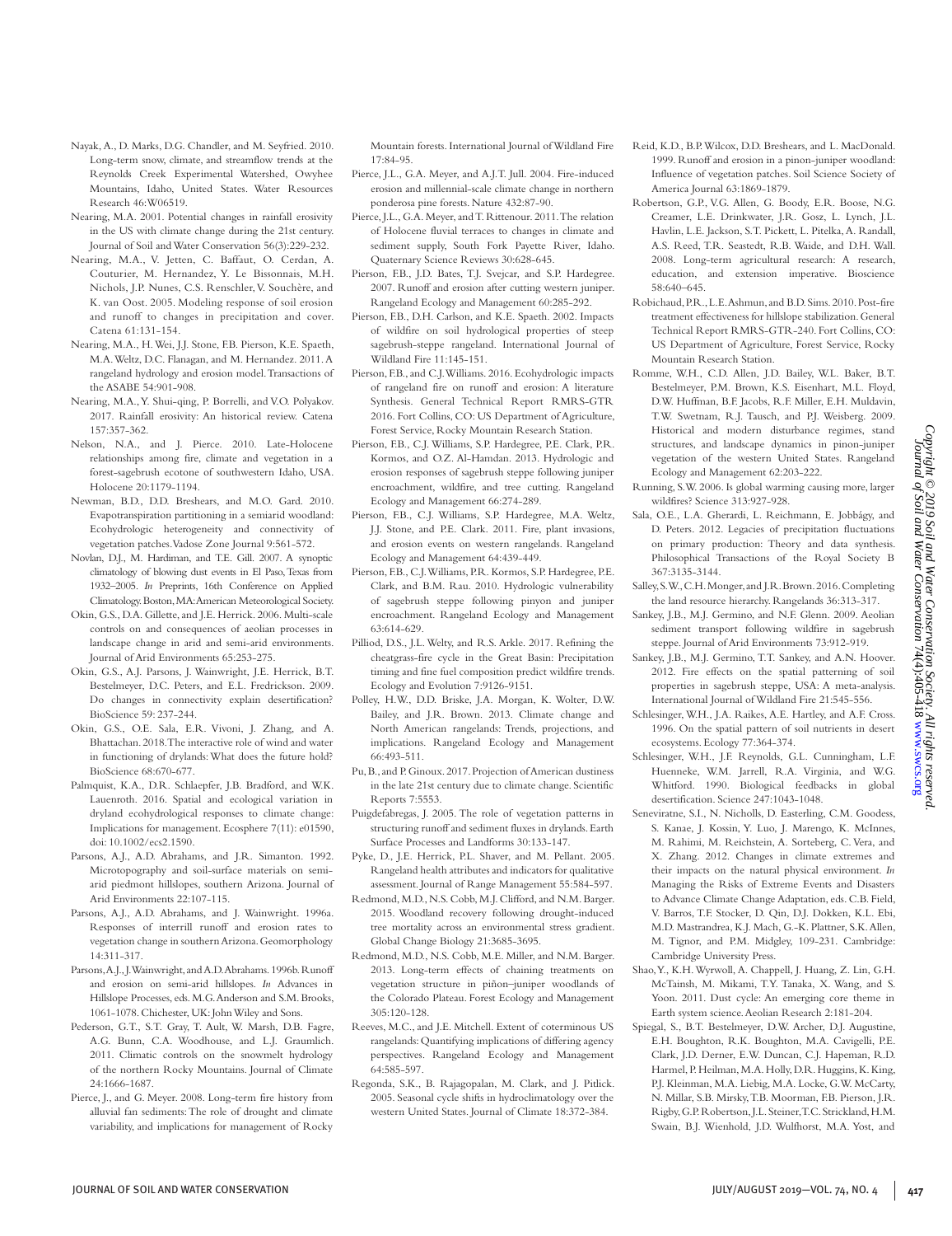Nayak, A., D. Marks, D.G. Chandler, and M. Seyfried. 2010. Long-term snow, climate, and streamflow trends at the Reynolds Creek Experimental Watershed, Owyhee Mountains, Idaho, United States. Water Resources Research 46:W06519.

Nearing, M.A. 2001. Potential changes in rainfall erosivity in the US with climate change during the 21st century. Journal of Soil and Water Conservation 56(3):229-232.

Nearing, M.A., V. Jetten, C. Baffaut, O. Cerdan, A. Couturier, M. Hernandez, Y. Le Bissonnais, M.H. Nichols, J.P. Nunes, C.S. Renschler, V. Souchère, and K. van Oost. 2005. Modeling response of soil erosion and runoff to changes in precipitation and cover. Catena 61:131-154.

Nearing, M.A., H. Wei, J.J. Stone, F.B. Pierson, K.E. Spaeth, M.A. Weltz, D.C. Flanagan, and M. Hernandez. 2011. A rangeland hydrology and erosion model. Transactions of the ASABE 54:901-908.

Nearing, M.A., Y. Shui-qing, P. Borrelli, and V.O. Polyakov. 2017. Rainfall erosivity: An historical review. Catena 157:357-362.

Nelson, N.A., and J. Pierce. 2010. Late-Holocene relationships among fire, climate and vegetation in a forest-sagebrush ecotone of southwestern Idaho, USA. Holocene 20:1179-1194.

Newman, B.D., D.D. Breshears, and M.O. Gard. 2010. Evapotranspiration partitioning in a semiarid woodland: Ecohydrologic heterogeneity and connectivity of vegetation patches. Vadose Zone Journal 9:561-572.

Novlan, D.J., M. Hardiman, and T.E. Gill. 2007. A synoptic climatology of blowing dust events in El Paso, Texas from 1932–2005. *In* Preprints, 16th Conference on Applied Climatology. Boston, MA: American Meteorological Society.

Okin, G.S., D.A. Gillette, and J.E. Herrick. 2006. Multi-scale controls on and consequences of aeolian processes in landscape change in arid and semi-arid environments. Journal of Arid Environments 65:253-275.

Okin, G.S., A.J. Parsons, J. Wainwright, J.E. Herrick, B.T. Bestelmeyer, D.C. Peters, and E.L. Fredrickson. 2009. Do changes in connectivity explain desertification? BioScience 59: 237-244.

Okin, G.S., O.E. Sala, E.R. Vivoni, J. Zhang, and A. Bhattachan. 2018. The interactive role of wind and water in functioning of drylands: What does the future hold? BioScience 68:670-677.

Palmquist, K.A., D.R. Schlaepfer, J.B. Bradford, and W.K. Lauenroth. 2016. Spatial and ecological variation in dryland ecohydrological responses to climate change: Implications for management. Ecosphere 7(11): e01590, doi: 10.1002/ecs2.1590.

Parsons, A.J., A.D. Abrahams, and J.R. Simanton. 1992. Microtopography and soil-surface materials on semi-arid piedmont hillslopes, southern Arizona. Journal of Arid Environments 22:107-115.

Parsons, A.J., A.D. Abrahams, and J. Wainwright. 1996a. Responses of interrill runoff and erosion rates to vegetation change in southern Arizona. Geomorphology 14:311-317.

Parsons, A.J., J. Wainwright, and A.D. Abrahams. 1996b. Runoff and erosion on semi-arid hillslopes. *In* Advances in Hillslope Processes, eds. M.G. Anderson and S.M. Brooks, 1061-1078. Chichester, UK: John Wiley and Sons.

Pederson, G.T., S.T. Gray, T. Ault, W. Marsh, D.B. Fagre, A.G. Bunn, C.A. Woodhouse, and L.J. Graumlich. 2011. Climatic controls on the snowmelt hydrology of the northern Rocky Mountains. Journal of Climate 24:1666-1687.

Pierce, J., and G. Meyer. 2008. Long-term fire history from alluvial fan sediments: The role of drought and climate variability, and implications for management of Rocky Mountain forests. International Journal of Wildland Fire 17:84-95.

Pierce, J.L., G.A. Meyer, and A.J.T. Jull. 2004. Fire-induced erosion and millennial-scale climate change in northern ponderosa pine forests. Nature 432:87-90.

Pierce, J.L., G.A. Meyer, and T. Rittenour. 2011. The relation of Holocene fluvial terraces to changes in climate and sediment supply, South Fork Payette River, Idaho. Quaternary Science Reviews 30:628-645.

Pierson, F.B., J.D. Bates, T.J. Svejcar, and S.P. Hardegree. 2007. Runoff and erosion after cutting western juniper. Rangeland Ecology and Management 60:285-292.

Pierson, F.B., D.H. Carlson, and K.E. Spaeth. 2002. Impacts of wildfire on soil hydrological properties of steep sagebrush-steppe rangeland. International Journal of Wildland Fire 11:145-151.

Pierson, F.B., and C.J. Williams. 2016. Ecohydrologic impacts of rangeland fire on runoff and erosion: A literature Synthesis. General Technical Report RMRS-GTR 2016. Fort Collins, CO: US Department of Agriculture, Forest Service, Rocky Mountain Research Station.

Pierson, F.B., C.J. Williams, S.P. Hardegree, P.E. Clark, P.R. Kormos, and O.Z. Al-Hamdan. 2013. Hydrologic and erosion responses of sagebrush steppe following juniper encroachment, wildfire, and tree cutting. Rangeland Ecology and Management 66:274-289.

Pierson, F.B., C.J. Williams, S.P. Hardegree, M.A. Weltz, J.J. Stone, and P.E. Clark. 2011. Fire, plant invasions, and erosion events on western rangelands. Rangeland Ecology and Management 64:439-449.

Pierson, F.B., C.J. Williams, P.R. Kormos, S.P. Hardegree, P.E. Clark, and B.M. Rau. 2010. Hydrologic vulnerability of sagebrush steppe following pinyon and juniper encroachment. Rangeland Ecology and Management 63:614-629.

Pilliod, D.S., J.L. Welty, and R.S. Arkle. 2017. Refining the cheatgrass-fire cycle in the Great Basin: Precipitation timing and fine fuel composition predict wildfire trends. Ecology and Evolution 7:9126-9151.

Polley, H.W., D.D. Briske, J.A. Morgan, K. Wolter, D.W. Bailey, and J.R. Brown. 2013. Climate change and North American rangelands: Trends, projections, and implications. Rangeland Ecology and Management 66:493-511.

Pu, B., and P. Ginoux. 2017. Projection of American dustiness in the late 21st century due to climate change. Scientific Reports 7:5553.

Puigdefábregas, J. 2005. The role of vegetation patterns in structuring runoff and sediment fluxes in drylands. Earth Surface Processes and Landforms 30:133-147.

Pyke, D., J.E. Herrick, P.L. Shaver, and M. Pellant. 2005. Rangeland health attributes and indicators for qualitative assessment. Journal of Range Management 55:584-597.

Redmond, M.D., N.S. Cobb, M.J. Clifford, and N.M. Barger. 2015. Woodland recovery following drought-induced tree mortality across an environmental stress gradient. Global Change Biology 21:3685-3695.

Redmond, M.D., N.S. Cobb, M.E. Miller, and N.M. Barger. 2013. Long-term effects of chaining treatments on vegetation structure in piñon–juniper woodlands of the Colorado Plateau. Forest Ecology and Management 305:120-128.

Reeves, M.C., and J.E. Mitchell. Extent of coterminous US rangelands: Quantifying implications of differing agency perspectives. Rangeland Ecology and Management 64:585-597.

Regonda, S.K., B. Rajagopalan, M. Clark, and J. Pitlick. 2005. Seasonal cycle shifts in hydroclimatology over the western United States. Journal of Climate 18:372-384.

Reid, K.D., B.P. Wilcox, D.D. Breshears, and L. MacDonald. 1999. Runoff and erosion in a pinon-juniper woodland: Influence of vegetation patches. Soil Science Society of America Journal 63:1869-1879.

Robertson, G.P., V.G. Allen, G. Boody, E.R. Boose, N.G. Creamer, L.E. Drinkwater, J.R. Gosz, L. Lynch, J.L. Havlin, L.E. Jackson, S.T. Pickett, L. Pitelka, A. Randall, A.S. Reed, T.R. Seastedt, R.B. Waide, and D.H. Wall. 2008. Long-term agricultural research: A research, education, and extension imperative. Bioscience 58:640–645.

Robichaud, P.R., L.E. Ashmun, and B.D. Sims. 2010. Post-fire treatment effectiveness for hillslope stabilization. General Technical Report RMRS-GTR-240. Fort Collins, CO: US Department of Agriculture, Forest Service, Rocky Mountain Research Station.

Romme, W.H., C.D. Allen, J.D. Bailey, W.L. Baker, B.T. Bestelmeyer, P.M. Brown, K.S. Eisenhart, M.L. Floyd, D.W. Huffman, B.F. Jacobs, R.F. Miller, E.H. Muldavin, T.W. Swetnam, R.J. Tausch, and P.J. Weisberg. 2009. Historical and modern disturbance regimes, stand structures, and landscape dynamics in pinon-juniper vegetation of the western United States. Rangeland Ecology and Management 62:203-222.

Running, S.W. 2006. Is global warming causing more, larger wildfires? Science 313:927-928.

Sala, O.E., L.A. Gherardi, L. Reichmann, E. Jobbágy, and D. Peters. 2012. Legacies of precipitation fluctuations on primary production: Theory and data synthesis. Philosophical Transactions of the Royal Society B 367:3135-3144.

Salley, S.W., C.H. Monger, and J.R. Brown. 2016. Completing the land resource hierarchy. Rangelands 36:313-317.

Sankey, J.B., M.J. Germino, and N.F. Glenn. 2009. Aeolian sediment transport following wildfire in sagebrush steppe. Journal of Arid Environments 73:912-919.

Sankey, J.B., M.J. Germino, T.T. Sankey, and A.N. Hoover. 2012. Fire effects on the spatial patterning of soil properties in sagebrush steppe, USA: A meta-analysis. International Journal of Wildland Fire 21:545-556.

Schlesinger, W.H., J.A. Raikes, A.E. Hartley, and A.F. Cross. 1996. On the spatial pattern of soil nutrients in desert ecosystems. Ecology 77:364-374.

Schlesinger, W.H., J.F. Reynolds, G.L. Cunningham, L.F. Huenneke, W.M. Jarrell, R.A. Virginia, and W.G. Whitford. 1990. Biological feedbacks in global desertification. Science 247:1043-1048.

Seneviratne, S.I., N. Nicholls, D. Easterling, C.M. Goodess, S. Kanae, J. Kossin, Y. Luo, J. Marengo, K. McInnes, M. Rahimi, M. Reichstein, A. Sorteberg, C. Vera, and X. Zhang. 2012. Changes in climate extremes and their impacts on the natural physical environment. *In* Managing the Risks of Extreme Events and Disasters to Advance Climate Change Adaptation, eds. C.B. Field, V. Barros, T.F. Stocker, D. Qin, D.J. Dokken, K.L. Ebi, M.D. Mastrandrea, K.J. Mach, G.-K. Plattner, S.K. Allen, M. Tignor, and P.M. Midgley, 109-231. Cambridge: Cambridge University Press.

Shao, Y., K.H. Wyrwoll, A. Chappell, J. Huang, Z. Lin, G.H. McTainsh, M. Mikami, T.Y. Tanaka, X. Wang, and S. Yoon. 2011. Dust cycle: An emerging core theme in Earth system science. Aeolian Research 2:181-204.

Spiegal, S., B.T. Bestelmeyer, D.W. Archer, D.J. Augustine, E.H. Boughton, R.K. Boughton, M.A. Cavigelli, P.E. Clark, J.D. Derner, E.W. Duncan, C.J. Hapeman, R.D. Harmel, P. Heilman, M.A. Holly, D.R. Huggins, K. King, P.J. Kleinman, M.A. Liebig, M.A. Locke, G.W. McCarty, N. Millar, S.B. Mirsky, T.B. Moorman, F.B. Pierson, J.R. Rigby, G.P. Robertson, J.L. Steiner, T.C. Strickland, H.M. Swain, B.J. Wienhold, J.D. Wulfhorst, M.A. Yost, and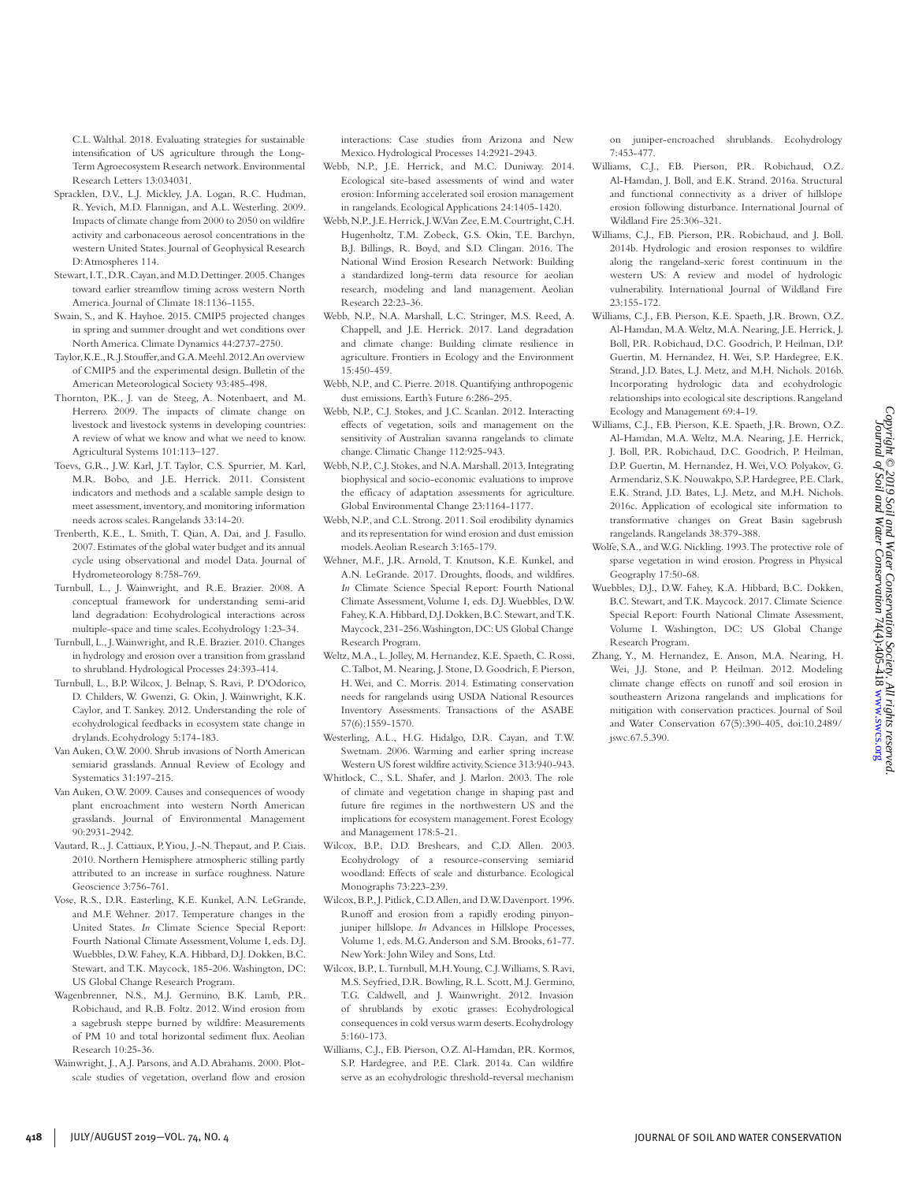C.L. Walthal. 2018. Evaluating strategies for sustainable intensification of US agriculture through the Long-Term Agroecosystem Research network. Environmental Research Letters 13:034031.

Spracklen, D.V., L.J. Mickley, J.A. Logan, R.C. Hudman, R. Yevich, M.D. Flannigan, and A.L. Westerling. 2009. Impacts of climate change from 2000 to 2050 on wildfire activity and carbonaceous aerosol concentrations in the western United States. Journal of Geophysical Research D: Atmospheres 114.

Stewart, I.T., D.R. Cayan, and M.D. Dettinger. 2005. Changes toward earlier streamflow timing across western North America. Journal of Climate 18:1136-1155.

Swain, S., and K. Hayhoe. 2015. CMIP5 projected changes in spring and summer drought and wet conditions over North America. Climate Dynamics 44:2737-2750.

Taylor, K.E., R.J. Stouffer, and G.A. Meehl. 2012. An overview of CMIP5 and the experimental design. Bulletin of the American Meteorological Society 93:485-498.

Thornton, P.K., J. van de Steeg, A. Notenbaert, and M. Herrero. 2009. The impacts of climate change on livestock and livestock systems in developing countries: A review of what we know and what we need to know. Agricultural Systems 101:113–127.

Toevs, G.R., J.W. Karl, J.T. Taylor, C.S. Spurrier, M. Karl, M.R. Bobo, and J.E. Herrick. 2011. Consistent indicators and methods and a scalable sample design to meet assessment, inventory, and monitoring information needs across scales. Rangelands 33:14-20.

Trenberth, K.E., L. Smith, T. Qian, A. Dai, and J. Fasullo. 2007. Estimates of the global water budget and its annual cycle using observational and model Data. Journal of Hydrometeorology 8:758-769.

Turnbull, L., J. Wainwright, and R.E. Brazier. 2008. A conceptual framework for understanding semi-arid land degradation: Ecohydrological interactions across multiple-space and time scales. Ecohydrology 1:23-34.

Turnbull, L., J. Wainwright, and R.E. Brazier. 2010. Changes in hydrology and erosion over a transition from grassland to shrubland. Hydrological Processes 24:393-414.

Turnbull, L., B.P. Wilcox, J. Belnap, S. Ravi, P. D'Odorico, D. Childers, W. Gwenzi, G. Okin, J. Wainwright, K.K. Caylor, and T. Sankey. 2012. Understanding the role of ecohydrological feedbacks in ecosystem state change in drylands. Ecohydrology 5:174-183.

Van Auken, O.W. 2000. Shrub invasions of North American semiarid grasslands. Annual Review of Ecology and Systematics 31:197-215.

Van Auken, O.W. 2009. Causes and consequences of woody plant encroachment into western North American grasslands. Journal of Environmental Management 90:2931-2942.

Vautard, R., J. Cattiaux, P. Yiou, J.-N. Thepaut, and P. Ciais. 2010. Northern Hemisphere atmospheric stilling partly attributed to an increase in surface roughness. Nature Geoscience 3:756-761.

Vose, R.S., D.R. Easterling, K.E. Kunkel, A.N. LeGrande, and M.F. Wehner. 2017. Temperature changes in the United States. *In* Climate Science Special Report: Fourth National Climate Assessment, Volume I, eds. D.J. Wuebbles, D.W. Fahey, K.A. Hibbard, D.J. Dokken, B.C. Stewart, and T.K. Maycock, 185-206. Washington, DC: US Global Change Research Program.

Wagenbrenner, N.S., M.J. Germino, B.K. Lamb, P.R. Robichaud, and R.B. Foltz. 2012. Wind erosion from a sagebrush steppe burned by wildfire: Measurements of PM 10 and total horizontal sediment flux. Aeolian Research 10:25-36.

Wainwright, J., A.J. Parsons, and A.D. Abrahams. 2000. Plot-scale studies of vegetation, overland flow and erosion interactions: Case studies from Arizona and New Mexico. Hydrological Processes 14:2921-2943.

Webb, N.P., J.E. Herrick, and M.C. Duniway. 2014. Ecological site-based assessments of wind and water erosion: Informing accelerated soil erosion management in rangelands. Ecological Applications 24:1405-1420.

Webb, N.P., J.E. Herrick, J.W. Van Zee, E.M. Courtright, C.H. Hugenholtz, T.M. Zobeck, G.S. Okin, T.E. Barchyn, B.J. Billings, R. Boyd, and S.D. Clingan. 2016. The National Wind Erosion Research Network: Building a standardized long-term data resource for aeolian research, modeling and land management. Aeolian Research 22:23-36.

Webb, N.P., N.A. Marshall, L.C. Stringer, M.S. Reed, A. Chappell, and J.E. Herrick. 2017. Land degradation and climate change: Building climate resilience in agriculture. Frontiers in Ecology and the Environment 15:450-459.

Webb, N.P., and C. Pierre. 2018. Quantifying anthropogenic dust emissions. Earth's Future 6:286-295.

Webb, N.P., C.J. Stokes, and J.C. Scanlan. 2012. Interacting effects of vegetation, soils and management on the sensitivity of Australian savanna rangelands to climate change. Climatic Change 112:925-943.

Webb, N.P., C.J. Stokes, and N.A. Marshall. 2013. Integrating biophysical and socio-economic evaluations to improve the efficacy of adaptation assessments for agriculture. Global Environmental Change 23:1164-1177.

Webb, N.P., and C.L. Strong. 2011. Soil erodibility dynamics and its representation for wind erosion and dust emission models. Aeolian Research 3:165-179.

Wehner, M.F., J.R. Arnold, T. Knutson, K.E. Kunkel, and A.N. LeGrande. 2017. Droughts, floods, and wildfires. *In* Climate Science Special Report: Fourth National Climate Assessment, Volume I, eds. D.J. Wuebbles, D.W. Fahey, K.A. Hibbard, D.J. Dokken, B.C. Stewart, and T.K. Maycock, 231-256. Washington, DC: US Global Change Research Program.

Weltz, M.A., L. Jolley, M. Hernandez, K.E. Spaeth, C. Rossi, C. Talbot, M. Nearing, J. Stone, D. Goodrich, F. Pierson, H. Wei, and C. Morris. 2014. Estimating conservation needs for rangelands using USDA National Resources Inventory Assessments. Transactions of the ASABE 57(6):1559-1570.

Westerling, A.L., H.G. Hidalgo, D.R. Cayan, and T.W. Swetnam. 2006. Warming and earlier spring increase Western US forest wildfire activity. Science 313:940-943.

Whitlock, C., S.L. Shafer, and J. Marlon. 2003. The role of climate and vegetation change in shaping past and future fire regimes in the northwestern US and the implications for ecosystem management. Forest Ecology and Management 178:5-21.

Wilcox, B.P., D.D. Breshears, and C.D. Allen. 2003. Ecohydrology of a resource-conserving semiarid woodland: Effects of scale and disturbance. Ecological Monographs 73:223-239.

Wilcox, B.P., J. Pitlick, C.D. Allen, and D.W. Davenport. 1996. Runoff and erosion from a rapidly eroding pinyon-juniper hillslope. *In* Advances in Hillslope Processes, Volume 1, eds. M.G. Anderson and S.M. Brooks, 61-77. New York: John Wiley and Sons, Ltd.

Wilcox, B.P., L. Turnbull, M.H. Young, C.J. Williams, S. Ravi, M.S. Seyfried, D.R. Bowling, R.L. Scott, M.J. Germino, T.G. Caldwell, and J. Wainwright. 2012. Invasion of shrublands by exotic grasses: Ecohydrological consequences in cold versus warm deserts. Ecohydrology 5:160-173.

Williams, C.J., F.B. Pierson, O.Z. Al-Hamdan, P.R. Kormos, S.P. Hardegree, and P.E. Clark. 2014a. Can wildfire serve as an ecohydrologic threshold-reversal mechanism on juniper-encroached shrublands. Ecohydrology 7:453-477.

Williams, C.J., F.B. Pierson, P.R. Robichaud, O.Z. Al-Hamdan, J. Boll, and E.K. Strand. 2016a. Structural and functional connectivity as a driver of hillslope erosion following disturbance. International Journal of Wildland Fire 25:306-321.

Williams, C.J., F.B. Pierson, P.R. Robichaud, and J. Boll. 2014b. Hydrologic and erosion responses to wildfire along the rangeland-xeric forest continuum in the western US: A review and model of hydrologic vulnerability. International Journal of Wildland Fire 23:155-172.

Williams, C.J., F.B. Pierson, K.E. Spaeth, J.R. Brown, O.Z. Al-Hamdan, M.A. Weltz, M.A. Nearing, J.E. Herrick, J. Boll, P.R. Robichaud, D.C. Goodrich, P. Heilman, D.P. Guertin, M. Hernandez, H. Wei, S.P. Hardegree, E.K. Strand, J.D. Bates, L.J. Metz, and M.H. Nichols. 2016b. Incorporating hydrologic data and ecohydrologic relationships into ecological site descriptions. Rangeland Ecology and Management 69:4-19.

Williams, C.J., F.B. Pierson, K.E. Spaeth, J.R. Brown, O.Z. Al-Hamdan, M.A. Weltz, M.A. Nearing, J.E. Herrick, J. Boll, P.R. Robichaud, D.C. Goodrich, P. Heilman, D.P. Guertin, M. Hernandez, H. Wei, V.O. Polyakov, G. Armendariz, S.K. Nouwakpo, S.P. Hardegree, P.E. Clark, E.K. Strand, J.D. Bates, L.J. Metz, and M.H. Nichols. 2016c. Application of ecological site information to transformative changes on Great Basin sagebrush rangelands. Rangelands 38:379-388.

Wolfe, S.A., and W.G. Nickling. 1993. The protective role of sparse vegetation in wind erosion. Progress in Physical Geography 17:50-68.

Wuebbles, D.J., D.W. Fahey, K.A. Hibbard, B.C. Dokken, B.C. Stewart, and T.K. Maycock. 2017. Climate Science Special Report: Fourth National Climate Assessment, Volume I. Washington, DC: US Global Change Research Program.

Zhang, Y., M. Hernandez, E. Anson, M.A. Nearing, H. Wei, J.J. Stone, and P. Heilman. 2012. Modeling climate change effects on runoff and soil erosion in southeastern Arizona rangelands and implications for mitigation with conservation practices. Journal of Soil and Water Conservation 67(5):390-405, doi:10.2489/jswc.67.5.390.